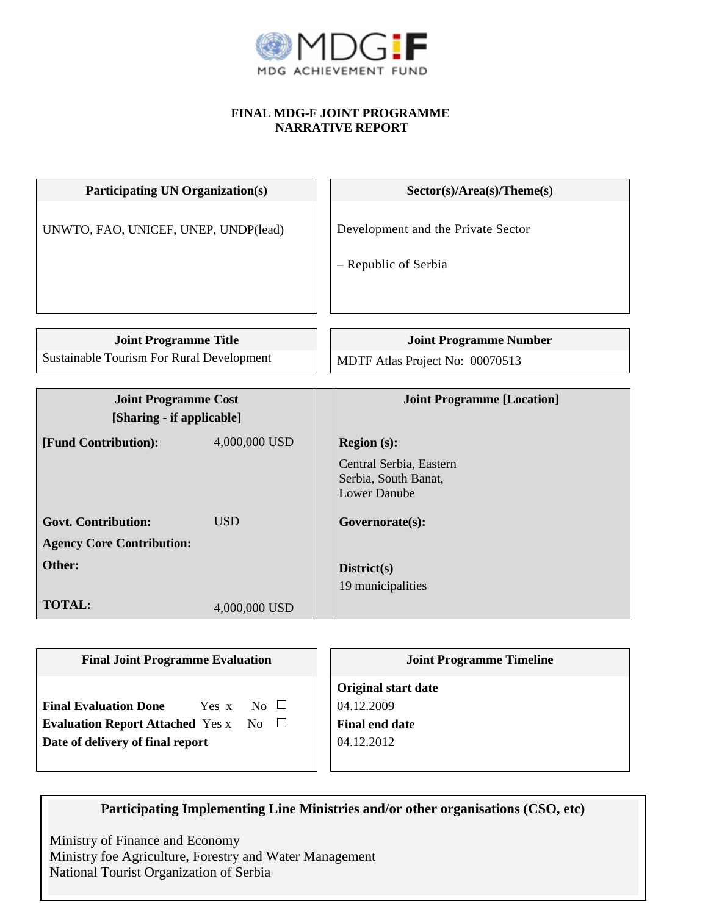MDG ACHIEVEMENT FUND

**FINAL MDG-F JOINT PROGRAMME**
**NARRATIVE REPORT**

| Participating UN Organization(s) | Sector(s)/Area(s)/Theme(s) |
|---|---|
| UNWTO, FAO, UNICEF, UNEP, UNDP(lead) | Development and the Private Sector<br><br>– Republic of Serbia |

| Joint Programme Title | Joint Programme Number |
|---|---|
| Sustainable Tourism For Rural Development | MDTF Atlas Project No: 00070513 |

| Joint Programme Cost [Sharing - if applicable] | | Joint Programme [Location] |
|---|---|---|
| **[Fund Contribution):** | 4,000,000 USD | **Region (s):** Central Serbia, Eastern Serbia, South Banat, Lower Danube |
| **Govt. Contribution:** | USD | **Governorate(s):** |
| **Agency Core Contribution:** | | |
| **Other:** | | **District(s)** 19 municipalities |
| **TOTAL:** | 4,000,000 USD | |

| Final Joint Programme Evaluation | Joint Programme Timeline |
|---|---|
| **Final Evaluation Done** Yes x No ☐<br>**Evaluation Report Attached** Yes x No ☐<br>**Date of delivery of final report** | **Original start date**<br>04.12.2009<br>**Final end date**<br>04.12.2012 |

**Participating Implementing Line Ministries and/or other organisations (CSO, etc)**

Ministry of Finance and Economy
Ministry foe Agriculture, Forestry and Water Management
National Tourist Organization of Serbia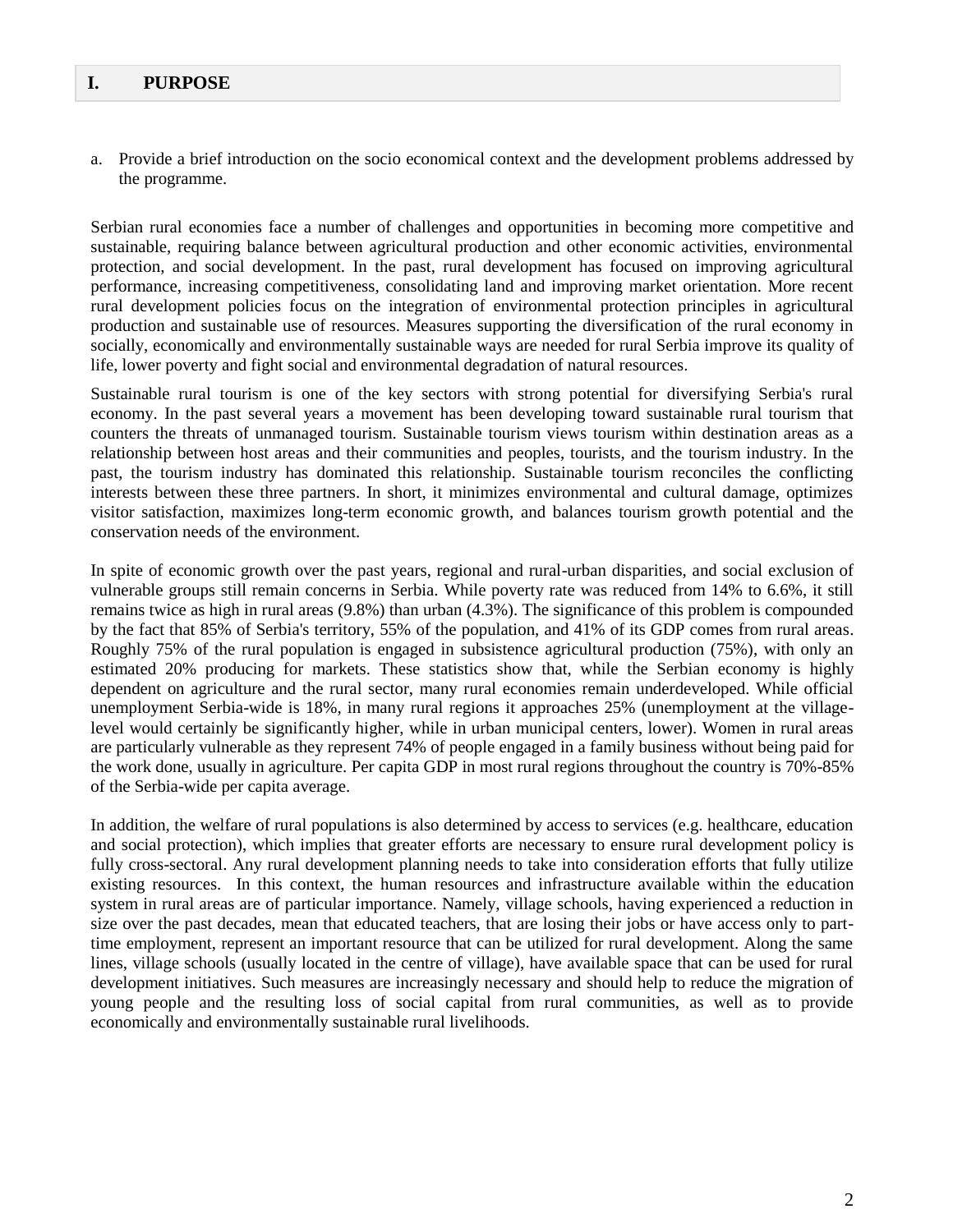## I. PURPOSE

a. Provide a brief introduction on the socio economical context and the development problems addressed by the programme.

Serbian rural economies face a number of challenges and opportunities in becoming more competitive and sustainable, requiring balance between agricultural production and other economic activities, environmental protection, and social development. In the past, rural development has focused on improving agricultural performance, increasing competitiveness, consolidating land and improving market orientation. More recent rural development policies focus on the integration of environmental protection principles in agricultural production and sustainable use of resources. Measures supporting the diversification of the rural economy in socially, economically and environmentally sustainable ways are needed for rural Serbia improve its quality of life, lower poverty and fight social and environmental degradation of natural resources.

Sustainable rural tourism is one of the key sectors with strong potential for diversifying Serbia's rural economy. In the past several years a movement has been developing toward sustainable rural tourism that counters the threats of unmanaged tourism. Sustainable tourism views tourism within destination areas as a relationship between host areas and their communities and peoples, tourists, and the tourism industry. In the past, the tourism industry has dominated this relationship. Sustainable tourism reconciles the conflicting interests between these three partners. In short, it minimizes environmental and cultural damage, optimizes visitor satisfaction, maximizes long-term economic growth, and balances tourism growth potential and the conservation needs of the environment.

In spite of economic growth over the past years, regional and rural-urban disparities, and social exclusion of vulnerable groups still remain concerns in Serbia. While poverty rate was reduced from 14% to 6.6%, it still remains twice as high in rural areas (9.8%) than urban (4.3%). The significance of this problem is compounded by the fact that 85% of Serbia's territory, 55% of the population, and 41% of its GDP comes from rural areas. Roughly 75% of the rural population is engaged in subsistence agricultural production (75%), with only an estimated 20% producing for markets. These statistics show that, while the Serbian economy is highly dependent on agriculture and the rural sector, many rural economies remain underdeveloped. While official unemployment Serbia-wide is 18%, in many rural regions it approaches 25% (unemployment at the village-level would certainly be significantly higher, while in urban municipal centers, lower). Women in rural areas are particularly vulnerable as they represent 74% of people engaged in a family business without being paid for the work done, usually in agriculture. Per capita GDP in most rural regions throughout the country is 70%-85% of the Serbia-wide per capita average.

In addition, the welfare of rural populations is also determined by access to services (e.g. healthcare, education and social protection), which implies that greater efforts are necessary to ensure rural development policy is fully cross-sectoral. Any rural development planning needs to take into consideration efforts that fully utilize existing resources. In this context, the human resources and infrastructure available within the education system in rural areas are of particular importance. Namely, village schools, having experienced a reduction in size over the past decades, mean that educated teachers, that are losing their jobs or have access only to part-time employment, represent an important resource that can be utilized for rural development. Along the same lines, village schools (usually located in the centre of village), have available space that can be used for rural development initiatives. Such measures are increasingly necessary and should help to reduce the migration of young people and the resulting loss of social capital from rural communities, as well as to provide economically and environmentally sustainable rural livelihoods.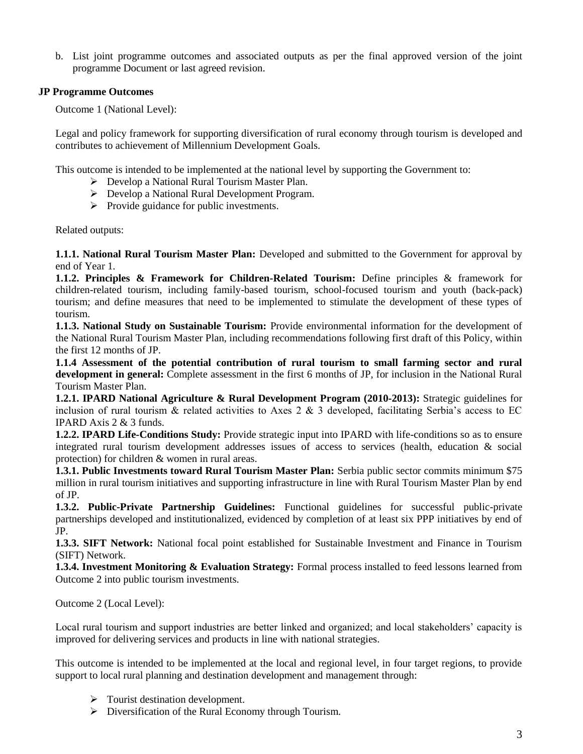b. List joint programme outcomes and associated outputs as per the final approved version of the joint programme Document or last agreed revision.

**JP Programme Outcomes**

Outcome 1 (National Level):

Legal and policy framework for supporting diversification of rural economy through tourism is developed and contributes to achievement of Millennium Development Goals.

This outcome is intended to be implemented at the national level by supporting the Government to:

- Develop a National Rural Tourism Master Plan.
- Develop a National Rural Development Program.
- Provide guidance for public investments.

Related outputs:

**1.1.1. National Rural Tourism Master Plan:** Developed and submitted to the Government for approval by end of Year 1.
**1.1.2. Principles & Framework for Children-Related Tourism:** Define principles & framework for children-related tourism, including family-based tourism, school-focused tourism and youth (back-pack) tourism; and define measures that need to be implemented to stimulate the development of these types of tourism.
**1.1.3. National Study on Sustainable Tourism:** Provide environmental information for the development of the National Rural Tourism Master Plan, including recommendations following first draft of this Policy, within the first 12 months of JP.
**1.1.4 Assessment of the potential contribution of rural tourism to small farming sector and rural development in general:** Complete assessment in the first 6 months of JP, for inclusion in the National Rural Tourism Master Plan.
**1.2.1. IPARD National Agriculture & Rural Development Program (2010-2013):** Strategic guidelines for inclusion of rural tourism & related activities to Axes 2 & 3 developed, facilitating Serbia's access to EC IPARD Axis 2 & 3 funds.
**1.2.2. IPARD Life-Conditions Study:** Provide strategic input into IPARD with life-conditions so as to ensure integrated rural tourism development addresses issues of access to services (health, education & social protection) for children & women in rural areas.
**1.3.1. Public Investments toward Rural Tourism Master Plan:** Serbia public sector commits minimum $75 million in rural tourism initiatives and supporting infrastructure in line with Rural Tourism Master Plan by end of JP.
**1.3.2. Public-Private Partnership Guidelines:** Functional guidelines for successful public-private partnerships developed and institutionalized, evidenced by completion of at least six PPP initiatives by end of JP.
**1.3.3. SIFT Network:** National focal point established for Sustainable Investment and Finance in Tourism (SIFT) Network.
**1.3.4. Investment Monitoring & Evaluation Strategy:** Formal process installed to feed lessons learned from Outcome 2 into public tourism investments.

Outcome 2 (Local Level):

Local rural tourism and support industries are better linked and organized; and local stakeholders' capacity is improved for delivering services and products in line with national strategies.

This outcome is intended to be implemented at the local and regional level, in four target regions, to provide support to local rural planning and destination development and management through:

- Tourist destination development.
- Diversification of the Rural Economy through Tourism.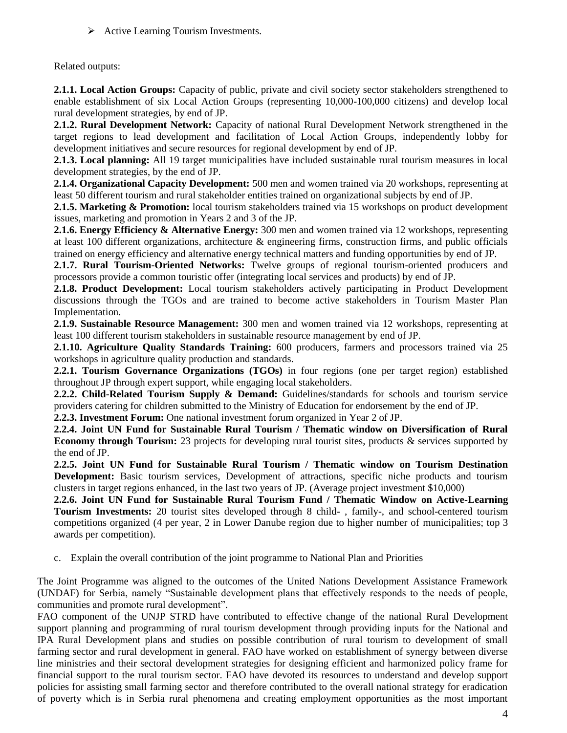- Active Learning Tourism Investments.

Related outputs:

**2.1.1. Local Action Groups:** Capacity of public, private and civil society sector stakeholders strengthened to enable establishment of six Local Action Groups (representing 10,000-100,000 citizens) and develop local rural development strategies, by end of JP.

**2.1.2. Rural Development Network:** Capacity of national Rural Development Network strengthened in the target regions to lead development and facilitation of Local Action Groups, independently lobby for development initiatives and secure resources for regional development by end of JP.

**2.1.3. Local planning:** All 19 target municipalities have included sustainable rural tourism measures in local development strategies, by the end of JP.

**2.1.4. Organizational Capacity Development:** 500 men and women trained via 20 workshops, representing at least 50 different tourism and rural stakeholder entities trained on organizational subjects by end of JP.

**2.1.5. Marketing & Promotion:** local tourism stakeholders trained via 15 workshops on product development issues, marketing and promotion in Years 2 and 3 of the JP.

**2.1.6. Energy Efficiency & Alternative Energy:** 300 men and women trained via 12 workshops, representing at least 100 different organizations, architecture & engineering firms, construction firms, and public officials trained on energy efficiency and alternative energy technical matters and funding opportunities by end of JP.

**2.1.7. Rural Tourism-Oriented Networks:** Twelve groups of regional tourism-oriented producers and processors provide a common touristic offer (integrating local services and products) by end of JP.

**2.1.8. Product Development:** Local tourism stakeholders actively participating in Product Development discussions through the TGOs and are trained to become active stakeholders in Tourism Master Plan Implementation.

**2.1.9. Sustainable Resource Management:** 300 men and women trained via 12 workshops, representing at least 100 different tourism stakeholders in sustainable resource management by end of JP.

**2.1.10. Agriculture Quality Standards Training:** 600 producers, farmers and processors trained via 25 workshops in agriculture quality production and standards.

**2.2.1. Tourism Governance Organizations (TGOs)** in four regions (one per target region) established throughout JP through expert support, while engaging local stakeholders.

**2.2.2. Child-Related Tourism Supply & Demand:** Guidelines/standards for schools and tourism service providers catering for children submitted to the Ministry of Education for endorsement by the end of JP.

**2.2.3. Investment Forum:** One national investment forum organized in Year 2 of JP.

**2.2.4. Joint UN Fund for Sustainable Rural Tourism / Thematic window on Diversification of Rural Economy through Tourism:** 23 projects for developing rural tourist sites, products & services supported by the end of JP.

**2.2.5. Joint UN Fund for Sustainable Rural Tourism / Thematic window on Tourism Destination Development:** Basic tourism services, Development of attractions, specific niche products and tourism clusters in target regions enhanced, in the last two years of JP. (Average project investment $10,000)

**2.2.6. Joint UN Fund for Sustainable Rural Tourism Fund / Thematic Window on Active-Learning Tourism Investments:** 20 tourist sites developed through 8 child- , family-, and school-centered tourism competitions organized (4 per year, 2 in Lower Danube region due to higher number of municipalities; top 3 awards per competition).

c. Explain the overall contribution of the joint programme to National Plan and Priorities

The Joint Programme was aligned to the outcomes of the United Nations Development Assistance Framework (UNDAF) for Serbia, namely "Sustainable development plans that effectively responds to the needs of people, communities and promote rural development".

FAO component of the UNJP STRD have contributed to effective change of the national Rural Development support planning and programming of rural tourism development through providing inputs for the National and IPA Rural Development plans and studies on possible contribution of rural tourism to development of small farming sector and rural development in general. FAO have worked on establishment of synergy between diverse line ministries and their sectoral development strategies for designing efficient and harmonized policy frame for financial support to the rural tourism sector. FAO have devoted its resources to understand and develop support policies for assisting small farming sector and therefore contributed to the overall national strategy for eradication of poverty which is in Serbia rural phenomena and creating employment opportunities as the most important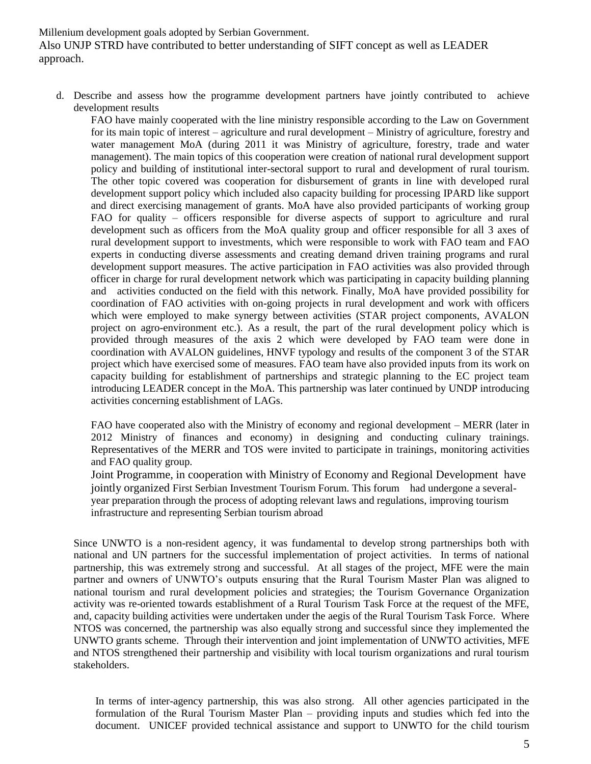Millenium development goals adopted by Serbian Government.

Also UNJP STRD have contributed to better understanding of SIFT concept as well as LEADER approach.

d. Describe and assess how the programme development partners have jointly contributed to achieve development results

FAO have mainly cooperated with the line ministry responsible according to the Law on Government for its main topic of interest – agriculture and rural development – Ministry of agriculture, forestry and water management MoA (during 2011 it was Ministry of agriculture, forestry, trade and water management). The main topics of this cooperation were creation of national rural development support policy and building of institutional inter-sectoral support to rural and development of rural tourism. The other topic covered was cooperation for disbursement of grants in line with developed rural development support policy which included also capacity building for processing IPARD like support and direct exercising management of grants. MoA have also provided participants of working group FAO for quality – officers responsible for diverse aspects of support to agriculture and rural development such as officers from the MoA quality group and officer responsible for all 3 axes of rural development support to investments, which were responsible to work with FAO team and FAO experts in conducting diverse assessments and creating demand driven training programs and rural development support measures. The active participation in FAO activities was also provided through officer in charge for rural development network which was participating in capacity building planning and activities conducted on the field with this network. Finally, MoA have provided possibility for coordination of FAO activities with on-going projects in rural development and work with officers which were employed to make synergy between activities (STAR project components, AVALON project on agro-environment etc.). As a result, the part of the rural development policy which is provided through measures of the axis 2 which were developed by FAO team were done in coordination with AVALON guidelines, HNVF typology and results of the component 3 of the STAR project which have exercised some of measures. FAO team have also provided inputs from its work on capacity building for establishment of partnerships and strategic planning to the EC project team introducing LEADER concept in the MoA. This partnership was later continued by UNDP introducing activities concerning establishment of LAGs.

FAO have cooperated also with the Ministry of economy and regional development – MERR (later in 2012 Ministry of finances and economy) in designing and conducting culinary trainings. Representatives of the MERR and TOS were invited to participate in trainings, monitoring activities and FAO quality group.

Joint Programme, in cooperation with Ministry of Economy and Regional Development have jointly organized First Serbian Investment Tourism Forum. This forum had undergone a several-year preparation through the process of adopting relevant laws and regulations, improving tourism infrastructure and representing Serbian tourism abroad

Since UNWTO is a non-resident agency, it was fundamental to develop strong partnerships both with national and UN partners for the successful implementation of project activities. In terms of national partnership, this was extremely strong and successful. At all stages of the project, MFE were the main partner and owners of UNWTO's outputs ensuring that the Rural Tourism Master Plan was aligned to national tourism and rural development policies and strategies; the Tourism Governance Organization activity was re-oriented towards establishment of a Rural Tourism Task Force at the request of the MFE, and, capacity building activities were undertaken under the aegis of the Rural Tourism Task Force. Where NTOS was concerned, the partnership was also equally strong and successful since they implemented the UNWTO grants scheme. Through their intervention and joint implementation of UNWTO activities, MFE and NTOS strengthened their partnership and visibility with local tourism organizations and rural tourism stakeholders.

In terms of inter-agency partnership, this was also strong. All other agencies participated in the formulation of the Rural Tourism Master Plan – providing inputs and studies which fed into the document. UNICEF provided technical assistance and support to UNWTO for the child tourism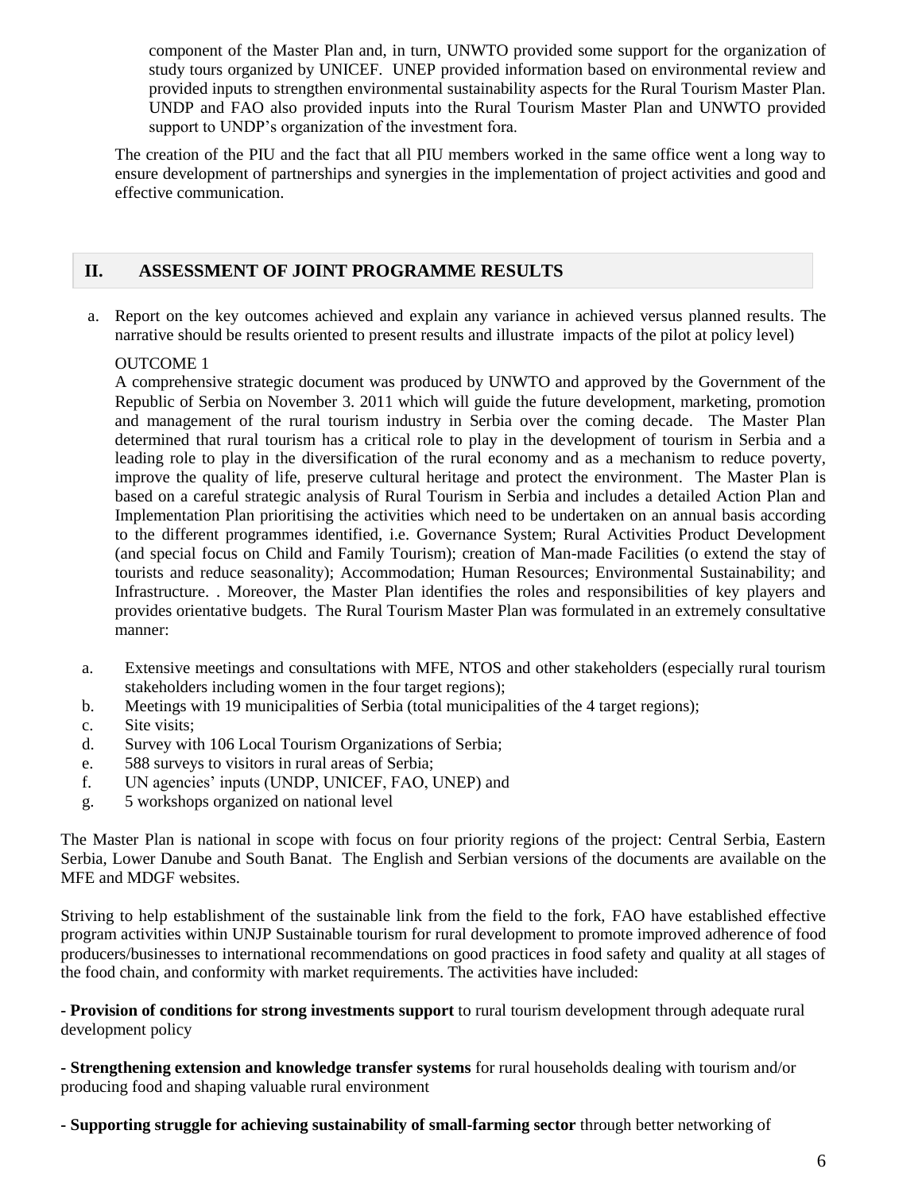component of the Master Plan and, in turn, UNWTO provided some support for the organization of study tours organized by UNICEF. UNEP provided information based on environmental review and provided inputs to strengthen environmental sustainability aspects for the Rural Tourism Master Plan. UNDP and FAO also provided inputs into the Rural Tourism Master Plan and UNWTO provided support to UNDP's organization of the investment fora.

The creation of the PIU and the fact that all PIU members worked in the same office went a long way to ensure development of partnerships and synergies in the implementation of project activities and good and effective communication.

## II. ASSESSMENT OF JOINT PROGRAMME RESULTS

a. Report on the key outcomes achieved and explain any variance in achieved versus planned results. The narrative should be results oriented to present results and illustrate impacts of the pilot at policy level)

OUTCOME 1

A comprehensive strategic document was produced by UNWTO and approved by the Government of the Republic of Serbia on November 3. 2011 which will guide the future development, marketing, promotion and management of the rural tourism industry in Serbia over the coming decade. The Master Plan determined that rural tourism has a critical role to play in the development of tourism in Serbia and a leading role to play in the diversification of the rural economy and as a mechanism to reduce poverty, improve the quality of life, preserve cultural heritage and protect the environment. The Master Plan is based on a careful strategic analysis of Rural Tourism in Serbia and includes a detailed Action Plan and Implementation Plan prioritising the activities which need to be undertaken on an annual basis according to the different programmes identified, i.e. Governance System; Rural Activities Product Development (and special focus on Child and Family Tourism); creation of Man-made Facilities (o extend the stay of tourists and reduce seasonality); Accommodation; Human Resources; Environmental Sustainability; and Infrastructure. . Moreover, the Master Plan identifies the roles and responsibilities of key players and provides orientative budgets. The Rural Tourism Master Plan was formulated in an extremely consultative manner:

a. Extensive meetings and consultations with MFE, NTOS and other stakeholders (especially rural tourism stakeholders including women in the four target regions);
b. Meetings with 19 municipalities of Serbia (total municipalities of the 4 target regions);
c. Site visits;
d. Survey with 106 Local Tourism Organizations of Serbia;
e. 588 surveys to visitors in rural areas of Serbia;
f. UN agencies' inputs (UNDP, UNICEF, FAO, UNEP) and
g. 5 workshops organized on national level

The Master Plan is national in scope with focus on four priority regions of the project: Central Serbia, Eastern Serbia, Lower Danube and South Banat. The English and Serbian versions of the documents are available on the MFE and MDGF websites.

Striving to help establishment of the sustainable link from the field to the fork, FAO have established effective program activities within UNJP Sustainable tourism for rural development to promote improved adherence of food producers/businesses to international recommendations on good practices in food safety and quality at all stages of the food chain, and conformity with market requirements. The activities have included:

- **Provision of conditions for strong investments support** to rural tourism development through adequate rural development policy

- **Strengthening extension and knowledge transfer systems** for rural households dealing with tourism and/or producing food and shaping valuable rural environment

- **Supporting struggle for achieving sustainability of small-farming sector** through better networking of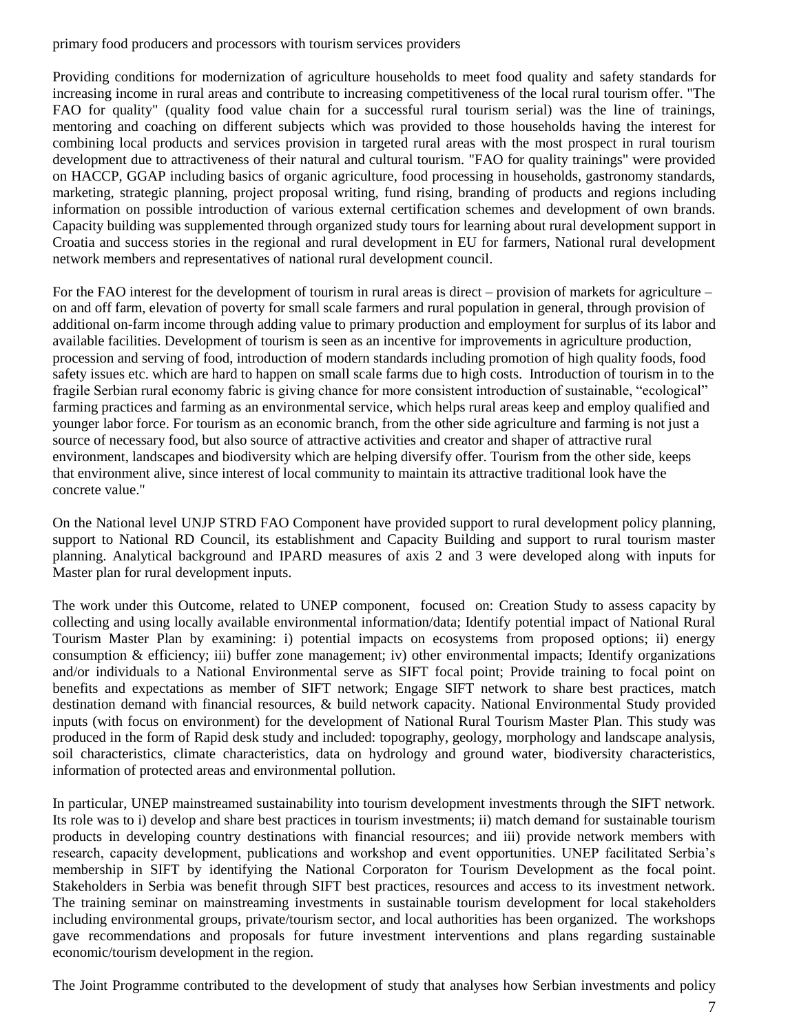primary food producers and processors with tourism services providers

Providing conditions for modernization of agriculture households to meet food quality and safety standards for increasing income in rural areas and contribute to increasing competitiveness of the local rural tourism offer. "The FAO for quality" (quality food value chain for a successful rural tourism serial) was the line of trainings, mentoring and coaching on different subjects which was provided to those households having the interest for combining local products and services provision in targeted rural areas with the most prospect in rural tourism development due to attractiveness of their natural and cultural tourism. "FAO for quality trainings" were provided on HACCP, GGAP including basics of organic agriculture, food processing in households, gastronomy standards, marketing, strategic planning, project proposal writing, fund rising, branding of products and regions including information on possible introduction of various external certification schemes and development of own brands. Capacity building was supplemented through organized study tours for learning about rural development support in Croatia and success stories in the regional and rural development in EU for farmers, National rural development network members and representatives of national rural development council.

For the FAO interest for the development of tourism in rural areas is direct – provision of markets for agriculture – on and off farm, elevation of poverty for small scale farmers and rural population in general, through provision of additional on-farm income through adding value to primary production and employment for surplus of its labor and available facilities. Development of tourism is seen as an incentive for improvements in agriculture production, procession and serving of food, introduction of modern standards including promotion of high quality foods, food safety issues etc. which are hard to happen on small scale farms due to high costs. Introduction of tourism in to the fragile Serbian rural economy fabric is giving chance for more consistent introduction of sustainable, "ecological" farming practices and farming as an environmental service, which helps rural areas keep and employ qualified and younger labor force. For tourism as an economic branch, from the other side agriculture and farming is not just a source of necessary food, but also source of attractive activities and creator and shaper of attractive rural environment, landscapes and biodiversity which are helping diversify offer. Tourism from the other side, keeps that environment alive, since interest of local community to maintain its attractive traditional look have the concrete value."

On the National level UNJP STRD FAO Component have provided support to rural development policy planning, support to National RD Council, its establishment and Capacity Building and support to rural tourism master planning. Analytical background and IPARD measures of axis 2 and 3 were developed along with inputs for Master plan for rural development inputs.

The work under this Outcome, related to UNEP component, focused on: Creation Study to assess capacity by collecting and using locally available environmental information/data; Identify potential impact of National Rural Tourism Master Plan by examining: i) potential impacts on ecosystems from proposed options; ii) energy consumption & efficiency; iii) buffer zone management; iv) other environmental impacts; Identify organizations and/or individuals to a National Environmental serve as SIFT focal point; Provide training to focal point on benefits and expectations as member of SIFT network; Engage SIFT network to share best practices, match destination demand with financial resources, & build network capacity. National Environmental Study provided inputs (with focus on environment) for the development of National Rural Tourism Master Plan. This study was produced in the form of Rapid desk study and included: topography, geology, morphology and landscape analysis, soil characteristics, climate characteristics, data on hydrology and ground water, biodiversity characteristics, information of protected areas and environmental pollution.

In particular, UNEP mainstreamed sustainability into tourism development investments through the SIFT network. Its role was to i) develop and share best practices in tourism investments; ii) match demand for sustainable tourism products in developing country destinations with financial resources; and iii) provide network members with research, capacity development, publications and workshop and event opportunities. UNEP facilitated Serbia's membership in SIFT by identifying the National Corporaton for Tourism Development as the focal point. Stakeholders in Serbia was benefit through SIFT best practices, resources and access to its investment network. The training seminar on mainstreaming investments in sustainable tourism development for local stakeholders including environmental groups, private/tourism sector, and local authorities has been organized. The workshops gave recommendations and proposals for future investment interventions and plans regarding sustainable economic/tourism development in the region.

The Joint Programme contributed to the development of study that analyses how Serbian investments and policy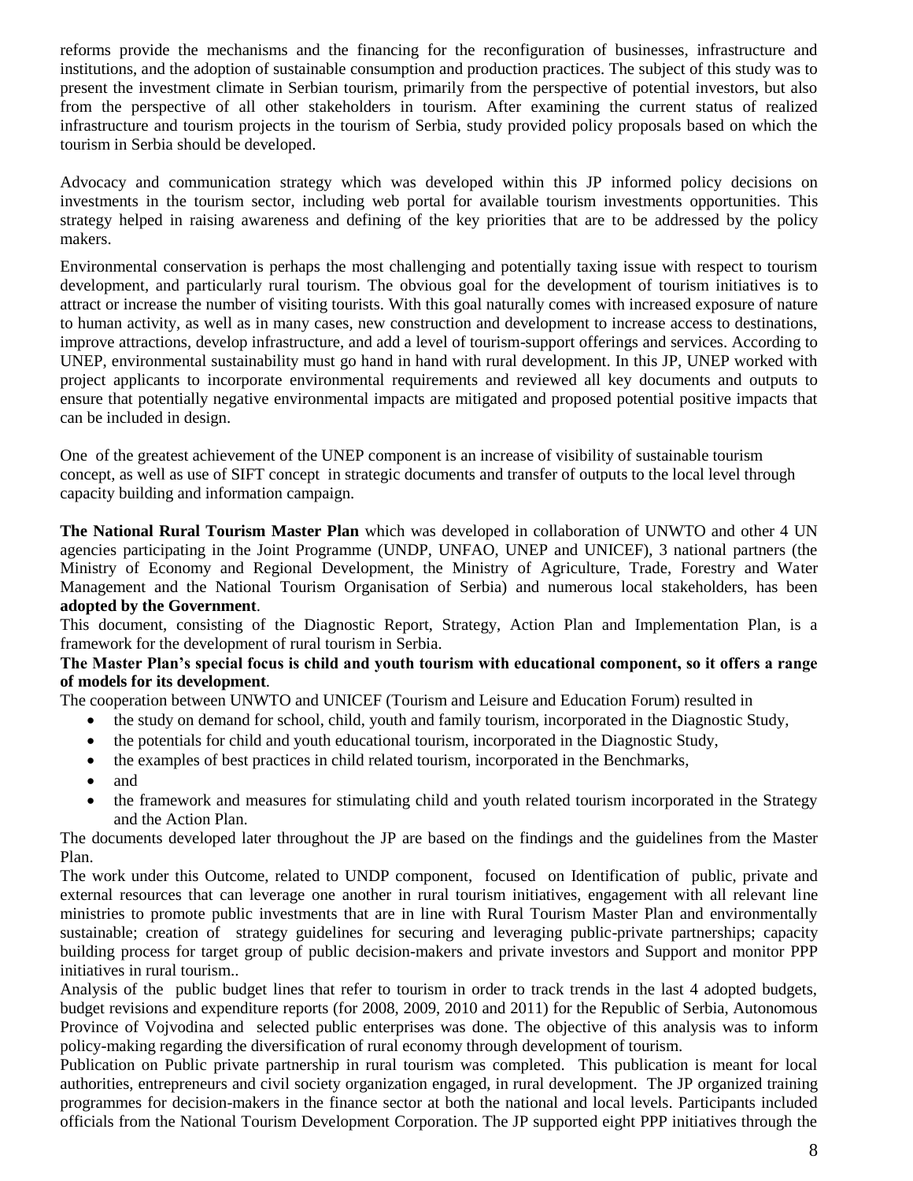reforms provide the mechanisms and the financing for the reconfiguration of businesses, infrastructure and institutions, and the adoption of sustainable consumption and production practices. The subject of this study was to present the investment climate in Serbian tourism, primarily from the perspective of potential investors, but also from the perspective of all other stakeholders in tourism. After examining the current status of realized infrastructure and tourism projects in the tourism of Serbia, study provided policy proposals based on which the tourism in Serbia should be developed.

Advocacy and communication strategy which was developed within this JP informed policy decisions on investments in the tourism sector, including web portal for available tourism investments opportunities. This strategy helped in raising awareness and defining of the key priorities that are to be addressed by the policy makers.

Environmental conservation is perhaps the most challenging and potentially taxing issue with respect to tourism development, and particularly rural tourism. The obvious goal for the development of tourism initiatives is to attract or increase the number of visiting tourists. With this goal naturally comes with increased exposure of nature to human activity, as well as in many cases, new construction and development to increase access to destinations, improve attractions, develop infrastructure, and add a level of tourism-support offerings and services. According to UNEP, environmental sustainability must go hand in hand with rural development. In this JP, UNEP worked with project applicants to incorporate environmental requirements and reviewed all key documents and outputs to ensure that potentially negative environmental impacts are mitigated and proposed potential positive impacts that can be included in design.

One of the greatest achievement of the UNEP component is an increase of visibility of sustainable tourism concept, as well as use of SIFT concept in strategic documents and transfer of outputs to the local level through capacity building and information campaign.

**The National Rural Tourism Master Plan** which was developed in collaboration of UNWTO and other 4 UN agencies participating in the Joint Programme (UNDP, UNFAO, UNEP and UNICEF), 3 national partners (the Ministry of Economy and Regional Development, the Ministry of Agriculture, Trade, Forestry and Water Management and the National Tourism Organisation of Serbia) and numerous local stakeholders, has been **adopted by the Government**.

This document, consisting of the Diagnostic Report, Strategy, Action Plan and Implementation Plan, is a framework for the development of rural tourism in Serbia.

**The Master Plan's special focus is child and youth tourism with educational component, so it offers a range of models for its development**.

The cooperation between UNWTO and UNICEF (Tourism and Leisure and Education Forum) resulted in

- the study on demand for school, child, youth and family tourism, incorporated in the Diagnostic Study,
- the potentials for child and youth educational tourism, incorporated in the Diagnostic Study,
- the examples of best practices in child related tourism, incorporated in the Benchmarks,
- and
- the framework and measures for stimulating child and youth related tourism incorporated in the Strategy and the Action Plan.

The documents developed later throughout the JP are based on the findings and the guidelines from the Master Plan.

The work under this Outcome, related to UNDP component, focused on Identification of public, private and external resources that can leverage one another in rural tourism initiatives, engagement with all relevant line ministries to promote public investments that are in line with Rural Tourism Master Plan and environmentally sustainable; creation of strategy guidelines for securing and leveraging public-private partnerships; capacity building process for target group of public decision-makers and private investors and Support and monitor PPP initiatives in rural tourism..

Analysis of the public budget lines that refer to tourism in order to track trends in the last 4 adopted budgets, budget revisions and expenditure reports (for 2008, 2009, 2010 and 2011) for the Republic of Serbia, Autonomous Province of Vojvodina and selected public enterprises was done. The objective of this analysis was to inform policy-making regarding the diversification of rural economy through development of tourism.

Publication on Public private partnership in rural tourism was completed. This publication is meant for local authorities, entrepreneurs and civil society organization engaged, in rural development. The JP organized training programmes for decision-makers in the finance sector at both the national and local levels. Participants included officials from the National Tourism Development Corporation. The JP supported eight PPP initiatives through the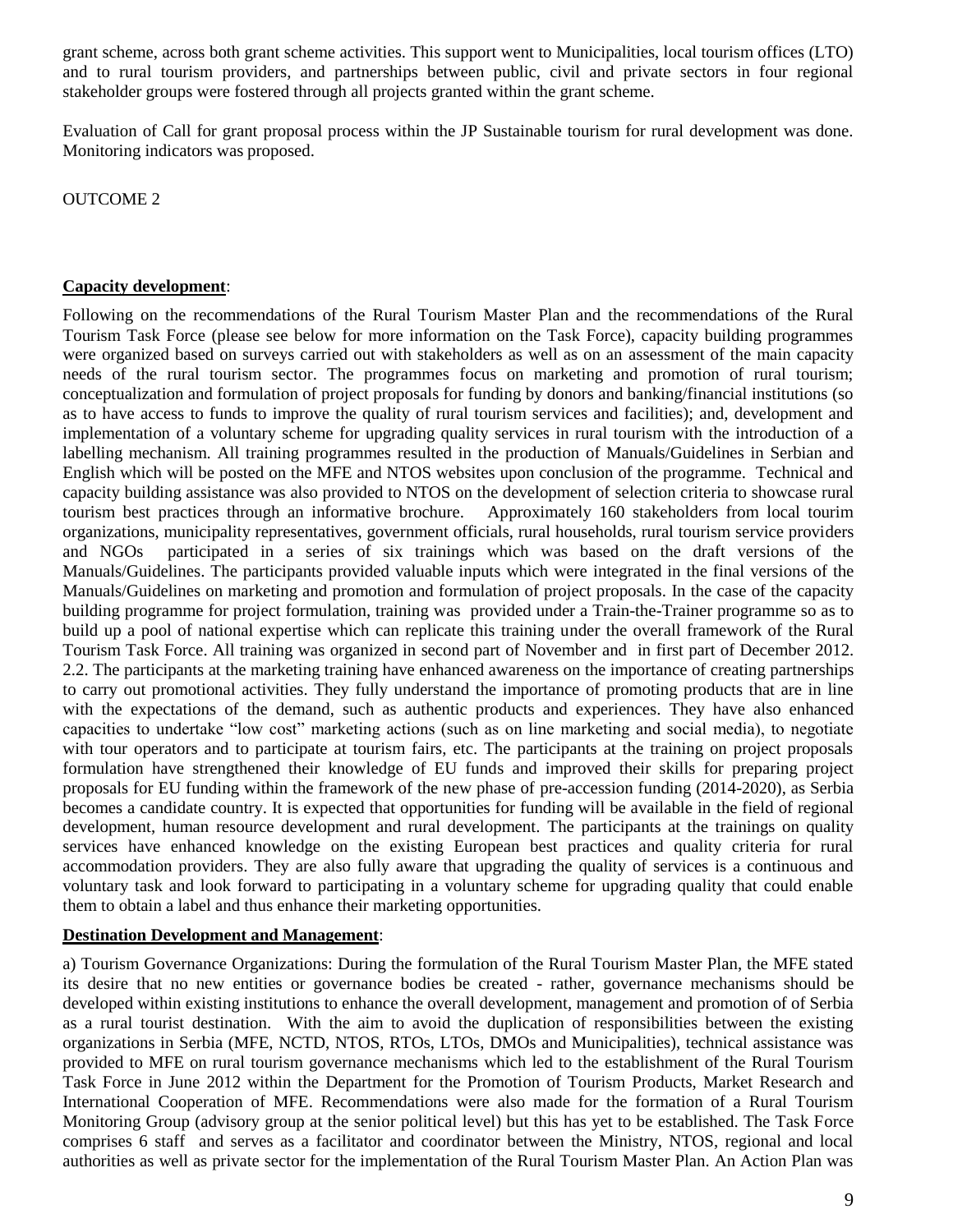grant scheme, across both grant scheme activities. This support went to Municipalities, local tourism offices (LTO) and to rural tourism providers, and partnerships between public, civil and private sectors in four regional stakeholder groups were fostered through all projects granted within the grant scheme.

Evaluation of Call for grant proposal process within the JP Sustainable tourism for rural development was done. Monitoring indicators was proposed.

OUTCOME 2

**Capacity development**:

Following on the recommendations of the Rural Tourism Master Plan and the recommendations of the Rural Tourism Task Force (please see below for more information on the Task Force), capacity building programmes were organized based on surveys carried out with stakeholders as well as on an assessment of the main capacity needs of the rural tourism sector. The programmes focus on marketing and promotion of rural tourism; conceptualization and formulation of project proposals for funding by donors and banking/financial institutions (so as to have access to funds to improve the quality of rural tourism services and facilities); and, development and implementation of a voluntary scheme for upgrading quality services in rural tourism with the introduction of a labelling mechanism. All training programmes resulted in the production of Manuals/Guidelines in Serbian and English which will be posted on the MFE and NTOS websites upon conclusion of the programme. Technical and capacity building assistance was also provided to NTOS on the development of selection criteria to showcase rural tourism best practices through an informative brochure. Approximately 160 stakeholders from local tourim organizations, municipality representatives, government officials, rural households, rural tourism service providers and NGOs participated in a series of six trainings which was based on the draft versions of the Manuals/Guidelines. The participants provided valuable inputs which were integrated in the final versions of the Manuals/Guidelines on marketing and promotion and formulation of project proposals. In the case of the capacity building programme for project formulation, training was provided under a Train-the-Trainer programme so as to build up a pool of national expertise which can replicate this training under the overall framework of the Rural Tourism Task Force. All training was organized in second part of November and in first part of December 2012.
2.2. The participants at the marketing training have enhanced awareness on the importance of creating partnerships to carry out promotional activities. They fully understand the importance of promoting products that are in line with the expectations of the demand, such as authentic products and experiences. They have also enhanced capacities to undertake "low cost" marketing actions (such as on line marketing and social media), to negotiate with tour operators and to participate at tourism fairs, etc. The participants at the training on project proposals formulation have strengthened their knowledge of EU funds and improved their skills for preparing project proposals for EU funding within the framework of the new phase of pre-accession funding (2014-2020), as Serbia becomes a candidate country. It is expected that opportunities for funding will be available in the field of regional development, human resource development and rural development. The participants at the trainings on quality services have enhanced knowledge on the existing European best practices and quality criteria for rural accommodation providers. They are also fully aware that upgrading the quality of services is a continuous and voluntary task and look forward to participating in a voluntary scheme for upgrading quality that could enable them to obtain a label and thus enhance their marketing opportunities.

**Destination Development and Management**:

a) Tourism Governance Organizations: During the formulation of the Rural Tourism Master Plan, the MFE stated its desire that no new entities or governance bodies be created - rather, governance mechanisms should be developed within existing institutions to enhance the overall development, management and promotion of of Serbia as a rural tourist destination. With the aim to avoid the duplication of responsibilities between the existing organizations in Serbia (MFE, NCTD, NTOS, RTOs, LTOs, DMOs and Municipalities), technical assistance was provided to MFE on rural tourism governance mechanisms which led to the establishment of the Rural Tourism Task Force in June 2012 within the Department for the Promotion of Tourism Products, Market Research and International Cooperation of MFE. Recommendations were also made for the formation of a Rural Tourism Monitoring Group (advisory group at the senior political level) but this has yet to be established. The Task Force comprises 6 staff and serves as a facilitator and coordinator between the Ministry, NTOS, regional and local authorities as well as private sector for the implementation of the Rural Tourism Master Plan. An Action Plan was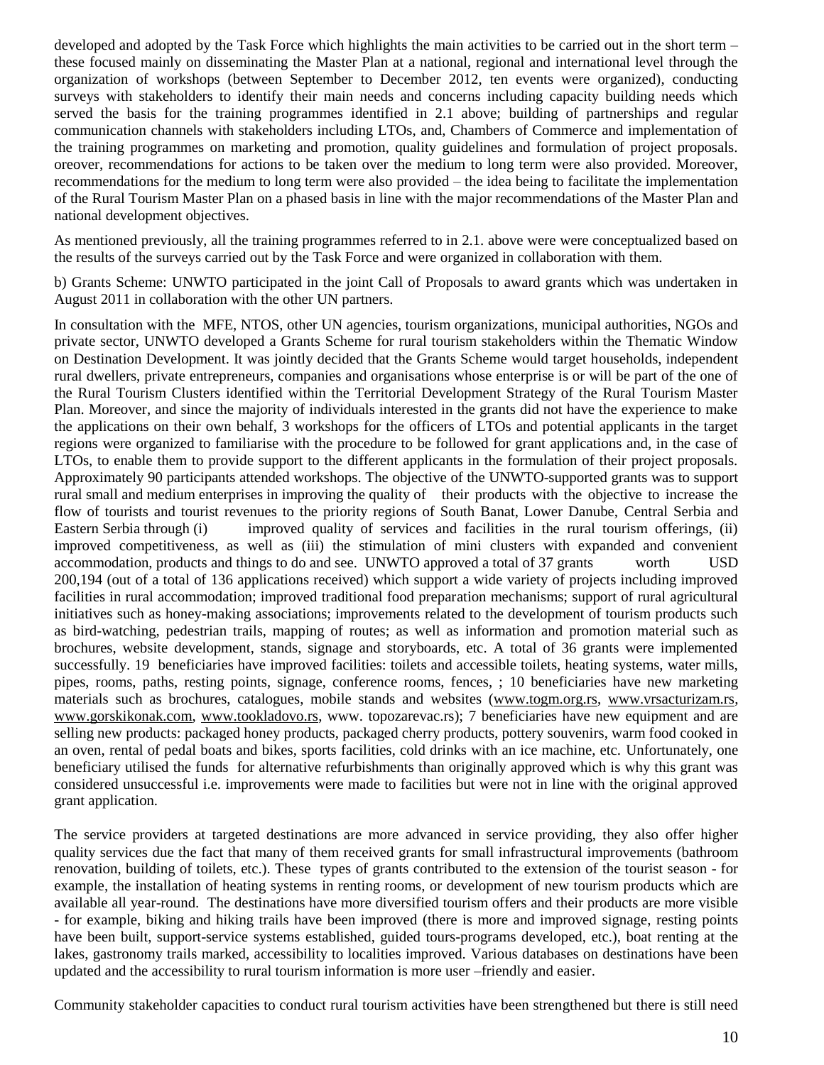developed and adopted by the Task Force which highlights the main activities to be carried out in the short term – these focused mainly on disseminating the Master Plan at a national, regional and international level through the organization of workshops (between September to December 2012, ten events were organized), conducting surveys with stakeholders to identify their main needs and concerns including capacity building needs which served the basis for the training programmes identified in 2.1 above; building of partnerships and regular communication channels with stakeholders including LTOs, and, Chambers of Commerce and implementation of the training programmes on marketing and promotion, quality guidelines and formulation of project proposals. oreover, recommendations for actions to be taken over the medium to long term were also provided. Moreover, recommendations for the medium to long term were also provided – the idea being to facilitate the implementation of the Rural Tourism Master Plan on a phased basis in line with the major recommendations of the Master Plan and national development objectives.

As mentioned previously, all the training programmes referred to in 2.1. above were were conceptualized based on the results of the surveys carried out by the Task Force and were organized in collaboration with them.

b) Grants Scheme: UNWTO participated in the joint Call of Proposals to award grants which was undertaken in August 2011 in collaboration with the other UN partners.

In consultation with the MFE, NTOS, other UN agencies, tourism organizations, municipal authorities, NGOs and private sector, UNWTO developed a Grants Scheme for rural tourism stakeholders within the Thematic Window on Destination Development. It was jointly decided that the Grants Scheme would target households, independent rural dwellers, private entrepreneurs, companies and organisations whose enterprise is or will be part of the one of the Rural Tourism Clusters identified within the Territorial Development Strategy of the Rural Tourism Master Plan. Moreover, and since the majority of individuals interested in the grants did not have the experience to make the applications on their own behalf, 3 workshops for the officers of LTOs and potential applicants in the target regions were organized to familiarise with the procedure to be followed for grant applications and, in the case of LTOs, to enable them to provide support to the different applicants in the formulation of their project proposals. Approximately 90 participants attended workshops. The objective of the UNWTO-supported grants was to support rural small and medium enterprises in improving the quality of their products with the objective to increase the flow of tourists and tourist revenues to the priority regions of South Banat, Lower Danube, Central Serbia and Eastern Serbia through (i) improved quality of services and facilities in the rural tourism offerings, (ii) improved competitiveness, as well as (iii) the stimulation of mini clusters with expanded and convenient accommodation, products and things to do and see. UNWTO approved a total of 37 grants worth USD 200,194 (out of a total of 136 applications received) which support a wide variety of projects including improved facilities in rural accommodation; improved traditional food preparation mechanisms; support of rural agricultural initiatives such as honey-making associations; improvements related to the development of tourism products such as bird-watching, pedestrian trails, mapping of routes; as well as information and promotion material such as brochures, website development, stands, signage and storyboards, etc. A total of 36 grants were implemented successfully. 19 beneficiaries have improved facilities: toilets and accessible toilets, heating systems, water mills, pipes, rooms, paths, resting points, signage, conference rooms, fences, ; 10 beneficiaries have new marketing materials such as brochures, catalogues, mobile stands and websites (www.togm.org.rs, www.vrsacturizam.rs, www.gorskikonak.com, www.tookladovo.rs, www. topozarevac.rs); 7 beneficiaries have new equipment and are selling new products: packaged honey products, packaged cherry products, pottery souvenirs, warm food cooked in an oven, rental of pedal boats and bikes, sports facilities, cold drinks with an ice machine, etc. Unfortunately, one beneficiary utilised the funds for alternative refurbishments than originally approved which is why this grant was considered unsuccessful i.e. improvements were made to facilities but were not in line with the original approved grant application.

The service providers at targeted destinations are more advanced in service providing, they also offer higher quality services due the fact that many of them received grants for small infrastructural improvements (bathroom renovation, building of toilets, etc.). These types of grants contributed to the extension of the tourist season - for example, the installation of heating systems in renting rooms, or development of new tourism products which are available all year-round. The destinations have more diversified tourism offers and their products are more visible - for example, biking and hiking trails have been improved (there is more and improved signage, resting points have been built, support-service systems established, guided tours-programs developed, etc.), boat renting at the lakes, gastronomy trails marked, accessibility to localities improved. Various databases on destinations have been updated and the accessibility to rural tourism information is more user –friendly and easier.

Community stakeholder capacities to conduct rural tourism activities have been strengthened but there is still need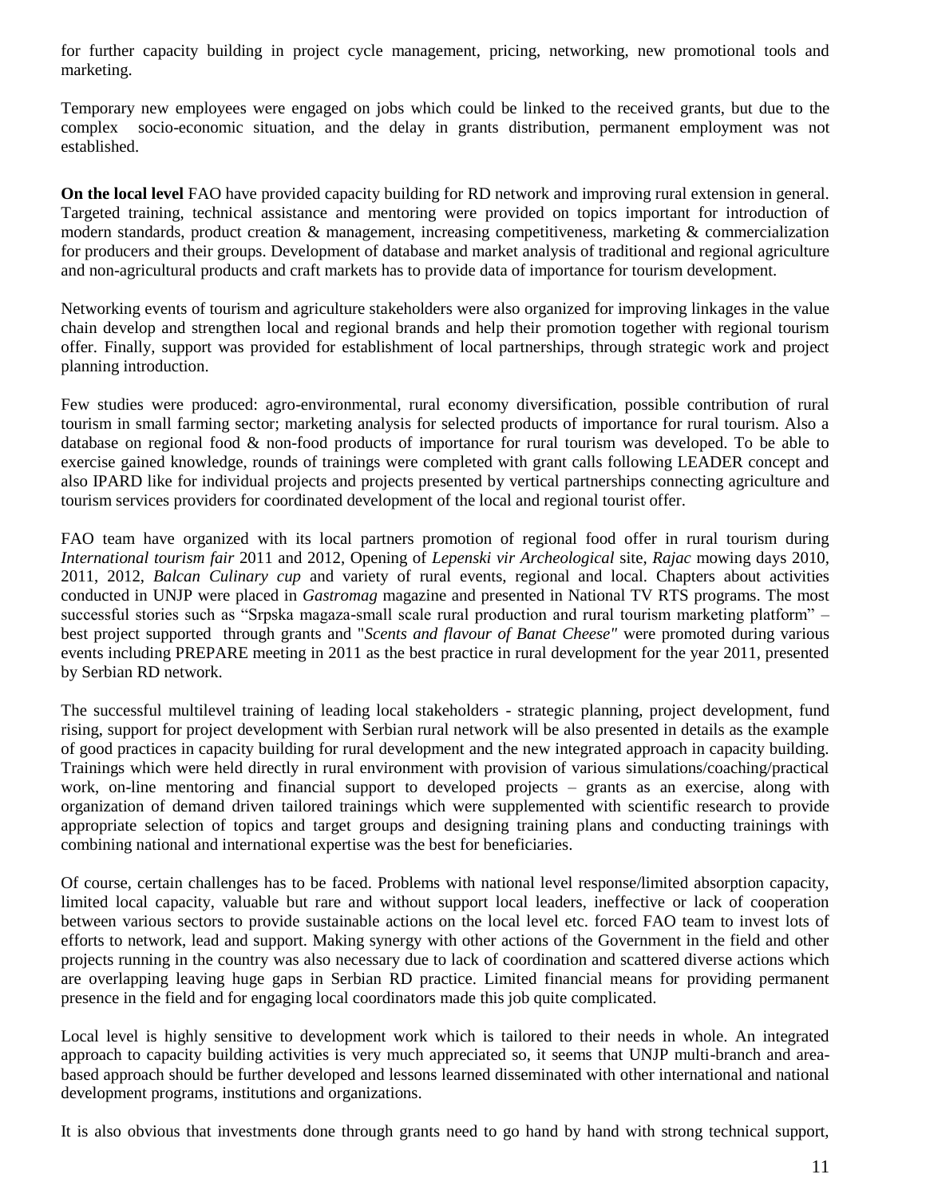for further capacity building in project cycle management, pricing, networking, new promotional tools and marketing.

Temporary new employees were engaged on jobs which could be linked to the received grants, but due to the complex socio-economic situation, and the delay in grants distribution, permanent employment was not established.

**On the local level** FAO have provided capacity building for RD network and improving rural extension in general. Targeted training, technical assistance and mentoring were provided on topics important for introduction of modern standards, product creation & management, increasing competitiveness, marketing & commercialization for producers and their groups. Development of database and market analysis of traditional and regional agriculture and non-agricultural products and craft markets has to provide data of importance for tourism development.

Networking events of tourism and agriculture stakeholders were also organized for improving linkages in the value chain develop and strengthen local and regional brands and help their promotion together with regional tourism offer. Finally, support was provided for establishment of local partnerships, through strategic work and project planning introduction.

Few studies were produced: agro-environmental, rural economy diversification, possible contribution of rural tourism in small farming sector; marketing analysis for selected products of importance for rural tourism. Also a database on regional food & non-food products of importance for rural tourism was developed. To be able to exercise gained knowledge, rounds of trainings were completed with grant calls following LEADER concept and also IPARD like for individual projects and projects presented by vertical partnerships connecting agriculture and tourism services providers for coordinated development of the local and regional tourist offer.

FAO team have organized with its local partners promotion of regional food offer in rural tourism during *International tourism fair* 2011 and 2012, Opening of *Lepenski vir Archeological* site, *Rajac* mowing days 2010, 2011, 2012, *Balcan Culinary cup* and variety of rural events, regional and local. Chapters about activities conducted in UNJP were placed in *Gastromag* magazine and presented in National TV RTS programs. The most successful stories such as "Srpska magaza-small scale rural production and rural tourism marketing platform" – best project supported through grants and "*Scents and flavour of Banat Cheese"* were promoted during various events including PREPARE meeting in 2011 as the best practice in rural development for the year 2011, presented by Serbian RD network.

The successful multilevel training of leading local stakeholders - strategic planning, project development, fund rising, support for project development with Serbian rural network will be also presented in details as the example of good practices in capacity building for rural development and the new integrated approach in capacity building. Trainings which were held directly in rural environment with provision of various simulations/coaching/practical work, on-line mentoring and financial support to developed projects – grants as an exercise, along with organization of demand driven tailored trainings which were supplemented with scientific research to provide appropriate selection of topics and target groups and designing training plans and conducting trainings with combining national and international expertise was the best for beneficiaries.

Of course, certain challenges has to be faced. Problems with national level response/limited absorption capacity, limited local capacity, valuable but rare and without support local leaders, ineffective or lack of cooperation between various sectors to provide sustainable actions on the local level etc. forced FAO team to invest lots of efforts to network, lead and support. Making synergy with other actions of the Government in the field and other projects running in the country was also necessary due to lack of coordination and scattered diverse actions which are overlapping leaving huge gaps in Serbian RD practice. Limited financial means for providing permanent presence in the field and for engaging local coordinators made this job quite complicated.

Local level is highly sensitive to development work which is tailored to their needs in whole. An integrated approach to capacity building activities is very much appreciated so, it seems that UNJP multi-branch and area-based approach should be further developed and lessons learned disseminated with other international and national development programs, institutions and organizations.

It is also obvious that investments done through grants need to go hand by hand with strong technical support,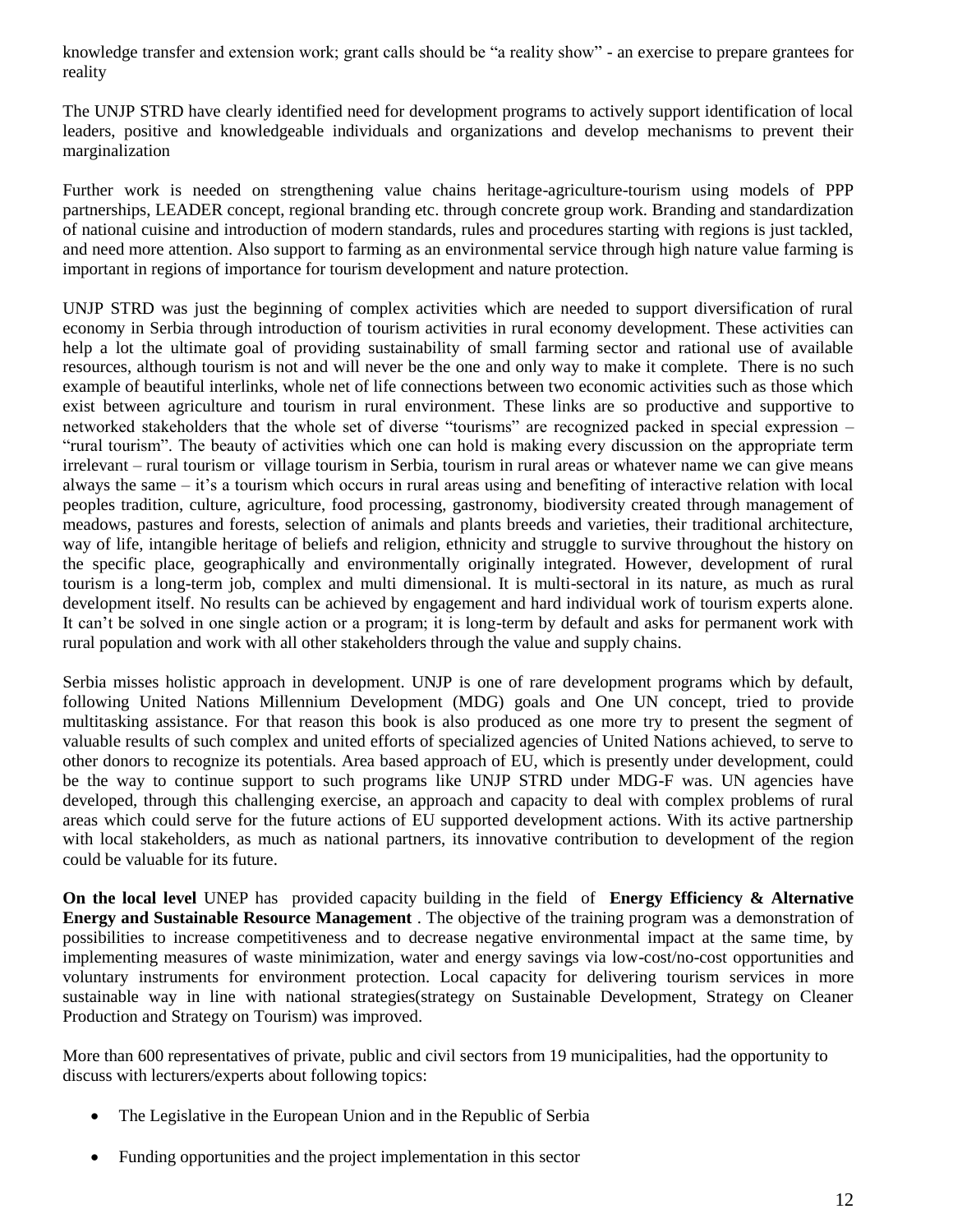knowledge transfer and extension work; grant calls should be "a reality show" - an exercise to prepare grantees for reality

The UNJP STRD have clearly identified need for development programs to actively support identification of local leaders, positive and knowledgeable individuals and organizations and develop mechanisms to prevent their marginalization

Further work is needed on strengthening value chains heritage-agriculture-tourism using models of PPP partnerships, LEADER concept, regional branding etc. through concrete group work. Branding and standardization of national cuisine and introduction of modern standards, rules and procedures starting with regions is just tackled, and need more attention. Also support to farming as an environmental service through high nature value farming is important in regions of importance for tourism development and nature protection.

UNJP STRD was just the beginning of complex activities which are needed to support diversification of rural economy in Serbia through introduction of tourism activities in rural economy development. These activities can help a lot the ultimate goal of providing sustainability of small farming sector and rational use of available resources, although tourism is not and will never be the one and only way to make it complete. There is no such example of beautiful interlinks, whole net of life connections between two economic activities such as those which exist between agriculture and tourism in rural environment. These links are so productive and supportive to networked stakeholders that the whole set of diverse "tourisms" are recognized packed in special expression – "rural tourism". The beauty of activities which one can hold is making every discussion on the appropriate term irrelevant – rural tourism or village tourism in Serbia, tourism in rural areas or whatever name we can give means always the same – it's a tourism which occurs in rural areas using and benefiting of interactive relation with local peoples tradition, culture, agriculture, food processing, gastronomy, biodiversity created through management of meadows, pastures and forests, selection of animals and plants breeds and varieties, their traditional architecture, way of life, intangible heritage of beliefs and religion, ethnicity and struggle to survive throughout the history on the specific place, geographically and environmentally originally integrated. However, development of rural tourism is a long-term job, complex and multi dimensional. It is multi-sectoral in its nature, as much as rural development itself. No results can be achieved by engagement and hard individual work of tourism experts alone. It can't be solved in one single action or a program; it is long-term by default and asks for permanent work with rural population and work with all other stakeholders through the value and supply chains.

Serbia misses holistic approach in development. UNJP is one of rare development programs which by default, following United Nations Millennium Development (MDG) goals and One UN concept, tried to provide multitasking assistance. For that reason this book is also produced as one more try to present the segment of valuable results of such complex and united efforts of specialized agencies of United Nations achieved, to serve to other donors to recognize its potentials. Area based approach of EU, which is presently under development, could be the way to continue support to such programs like UNJP STRD under MDG-F was. UN agencies have developed, through this challenging exercise, an approach and capacity to deal with complex problems of rural areas which could serve for the future actions of EU supported development actions. With its active partnership with local stakeholders, as much as national partners, its innovative contribution to development of the region could be valuable for its future.

**On the local level** UNEP has provided capacity building in the field of **Energy Efficiency & Alternative Energy and Sustainable Resource Management** . The objective of the training program was a demonstration of possibilities to increase competitiveness and to decrease negative environmental impact at the same time, by implementing measures of waste minimization, water and energy savings via low-cost/no-cost opportunities and voluntary instruments for environment protection. Local capacity for delivering tourism services in more sustainable way in line with national strategies(strategy on Sustainable Development, Strategy on Cleaner Production and Strategy on Tourism) was improved.

More than 600 representatives of private, public and civil sectors from 19 municipalities, had the opportunity to discuss with lecturers/experts about following topics:

- The Legislative in the European Union and in the Republic of Serbia
- Funding opportunities and the project implementation in this sector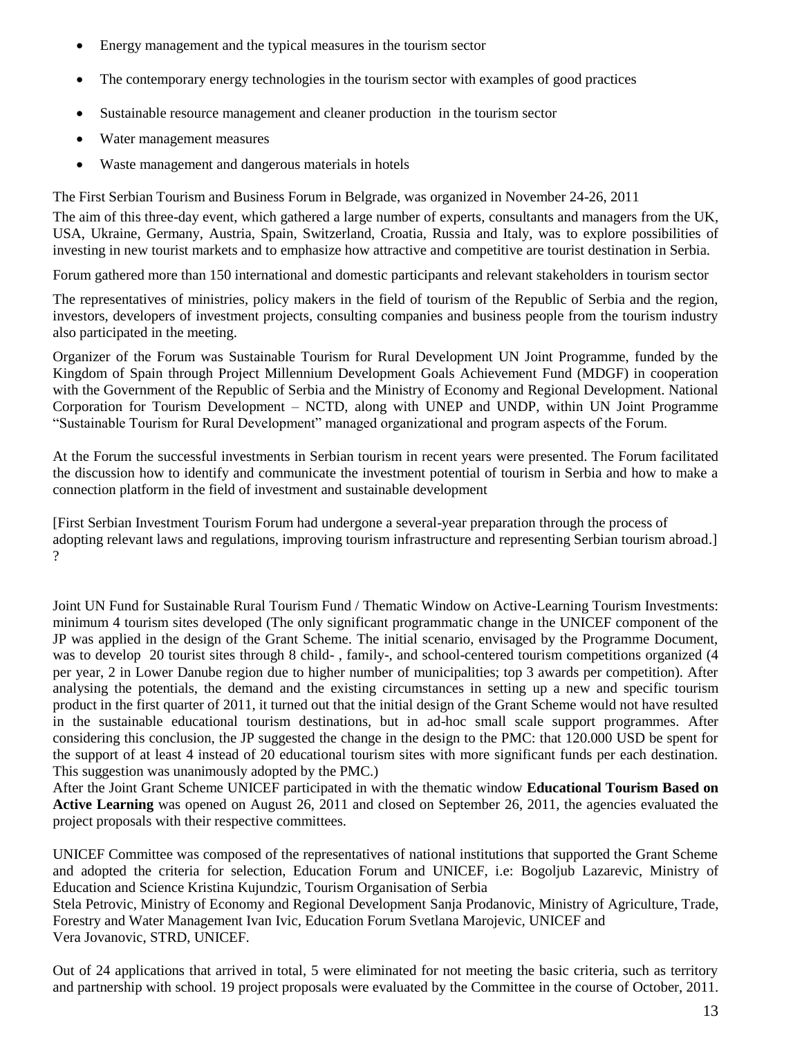- Energy management and the typical measures in the tourism sector
- The contemporary energy technologies in the tourism sector with examples of good practices
- Sustainable resource management and cleaner production in the tourism sector
- Water management measures
- Waste management and dangerous materials in hotels

The First Serbian Tourism and Business Forum in Belgrade, was organized in November 24-26, 2011

The aim of this three-day event, which gathered a large number of experts, consultants and managers from the UK, USA, Ukraine, Germany, Austria, Spain, Switzerland, Croatia, Russia and Italy, was to explore possibilities of investing in new tourist markets and to emphasize how attractive and competitive are tourist destination in Serbia.

Forum gathered more than 150 international and domestic participants and relevant stakeholders in tourism sector

The representatives of ministries, policy makers in the field of tourism of the Republic of Serbia and the region, investors, developers of investment projects, consulting companies and business people from the tourism industry also participated in the meeting.

Organizer of the Forum was Sustainable Tourism for Rural Development UN Joint Programme, funded by the Kingdom of Spain through Project Millennium Development Goals Achievement Fund (MDGF) in cooperation with the Government of the Republic of Serbia and the Ministry of Economy and Regional Development. National Corporation for Tourism Development – NCTD, along with UNEP and UNDP, within UN Joint Programme "Sustainable Tourism for Rural Development" managed organizational and program aspects of the Forum.

At the Forum the successful investments in Serbian tourism in recent years were presented. The Forum facilitated the discussion how to identify and communicate the investment potential of tourism in Serbia and how to make a connection platform in the field of investment and sustainable development

[First Serbian Investment Tourism Forum had undergone a several-year preparation through the process of adopting relevant laws and regulations, improving tourism infrastructure and representing Serbian tourism abroad.] ?

Joint UN Fund for Sustainable Rural Tourism Fund / Thematic Window on Active-Learning Tourism Investments: minimum 4 tourism sites developed (The only significant programmatic change in the UNICEF component of the JP was applied in the design of the Grant Scheme. The initial scenario, envisaged by the Programme Document, was to develop 20 tourist sites through 8 child- , family-, and school-centered tourism competitions organized (4 per year, 2 in Lower Danube region due to higher number of municipalities; top 3 awards per competition). After analysing the potentials, the demand and the existing circumstances in setting up a new and specific tourism product in the first quarter of 2011, it turned out that the initial design of the Grant Scheme would not have resulted in the sustainable educational tourism destinations, but in ad-hoc small scale support programmes. After considering this conclusion, the JP suggested the change in the design to the PMC: that 120.000 USD be spent for the support of at least 4 instead of 20 educational tourism sites with more significant funds per each destination. This suggestion was unanimously adopted by the PMC.)

After the Joint Grant Scheme UNICEF participated in with the thematic window **Educational Tourism Based on Active Learning** was opened on August 26, 2011 and closed on September 26, 2011, the agencies evaluated the project proposals with their respective committees.

UNICEF Committee was composed of the representatives of national institutions that supported the Grant Scheme and adopted the criteria for selection, Education Forum and UNICEF, i.e: Bogoljub Lazarevic, Ministry of Education and Science Kristina Kujundzic, Tourism Organisation of Serbia
Stela Petrovic, Ministry of Economy and Regional Development Sanja Prodanovic, Ministry of Agriculture, Trade, Forestry and Water Management Ivan Ivic, Education Forum Svetlana Marojevic, UNICEF and
Vera Jovanovic, STRD, UNICEF.

Out of 24 applications that arrived in total, 5 were eliminated for not meeting the basic criteria, such as territory and partnership with school. 19 project proposals were evaluated by the Committee in the course of October, 2011.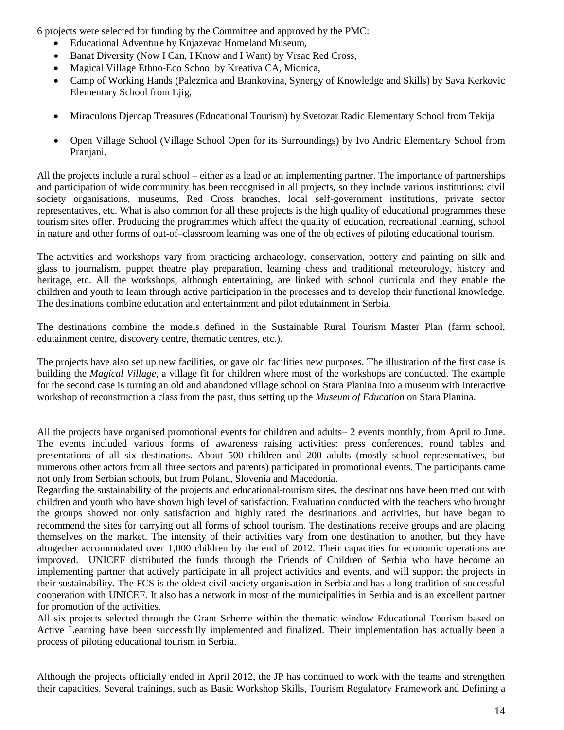6 projects were selected for funding by the Committee and approved by the PMC:

- Educational Adventure by Knjazevac Homeland Museum,
- Banat Diversity (Now I Can, I Know and I Want) by Vrsac Red Cross,
- Magical Village Ethno-Eco School by Kreativa CA, Mionica,
- Camp of Working Hands (Paleznica and Brankovina, Synergy of Knowledge and Skills) by Sava Kerkovic Elementary School from Ljig,
- Miraculous Djerdap Treasures (Educational Tourism) by Svetozar Radic Elementary School from Tekija
- Open Village School (Village School Open for its Surroundings) by Ivo Andric Elementary School from Pranjani.

All the projects include a rural school – either as a lead or an implementing partner. The importance of partnerships and participation of wide community has been recognised in all projects, so they include various institutions: civil society organisations, museums, Red Cross branches, local self-government institutions, private sector representatives, etc. What is also common for all these projects is the high quality of educational programmes these tourism sites offer. Producing the programmes which affect the quality of education, recreational learning, school in nature and other forms of out-of–classroom learning was one of the objectives of piloting educational tourism.

The activities and workshops vary from practicing archaeology, conservation, pottery and painting on silk and glass to journalism, puppet theatre play preparation, learning chess and traditional meteorology, history and heritage, etc. All the workshops, although entertaining, are linked with school curricula and they enable the children and youth to learn through active participation in the processes and to develop their functional knowledge. The destinations combine education and entertainment and pilot edutainment in Serbia.

The destinations combine the models defined in the Sustainable Rural Tourism Master Plan (farm school, edutainment centre, discovery centre, thematic centres, etc.).

The projects have also set up new facilities, or gave old facilities new purposes. The illustration of the first case is building the *Magical Village*, a village fit for children where most of the workshops are conducted. The example for the second case is turning an old and abandoned village school on Stara Planina into a museum with interactive workshop of reconstruction a class from the past, thus setting up the *Museum of Education* on Stara Planina.

All the projects have organised promotional events for children and adults– 2 events monthly, from April to June. The events included various forms of awareness raising activities: press conferences, round tables and presentations of all six destinations. About 500 children and 200 adults (mostly school representatives, but numerous other actors from all three sectors and parents) participated in promotional events. The participants came not only from Serbian schools, but from Poland, Slovenia and Macedonia.

Regarding the sustainability of the projects and educational-tourism sites, the destinations have been tried out with children and youth who have shown high level of satisfaction. Evaluation conducted with the teachers who brought the groups showed not only satisfaction and highly rated the destinations and activities, but have began to recommend the sites for carrying out all forms of school tourism. The destinations receive groups and are placing themselves on the market. The intensity of their activities vary from one destination to another, but they have altogether accommodated over 1,000 children by the end of 2012. Their capacities for economic operations are improved. UNICEF distributed the funds through the Friends of Children of Serbia who have become an implementing partner that actively participate in all project activities and events, and will support the projects in their sustainability. The FCS is the oldest civil society organisation in Serbia and has a long tradition of successful cooperation with UNICEF. It also has a network in most of the municipalities in Serbia and is an excellent partner for promotion of the activities.

All six projects selected through the Grant Scheme within the thematic window Educational Tourism based on Active Learning have been successfully implemented and finalized. Their implementation has actually been a process of piloting educational tourism in Serbia.

Although the projects officially ended in April 2012, the JP has continued to work with the teams and strengthen their capacities. Several trainings, such as Basic Workshop Skills, Tourism Regulatory Framework and Defining a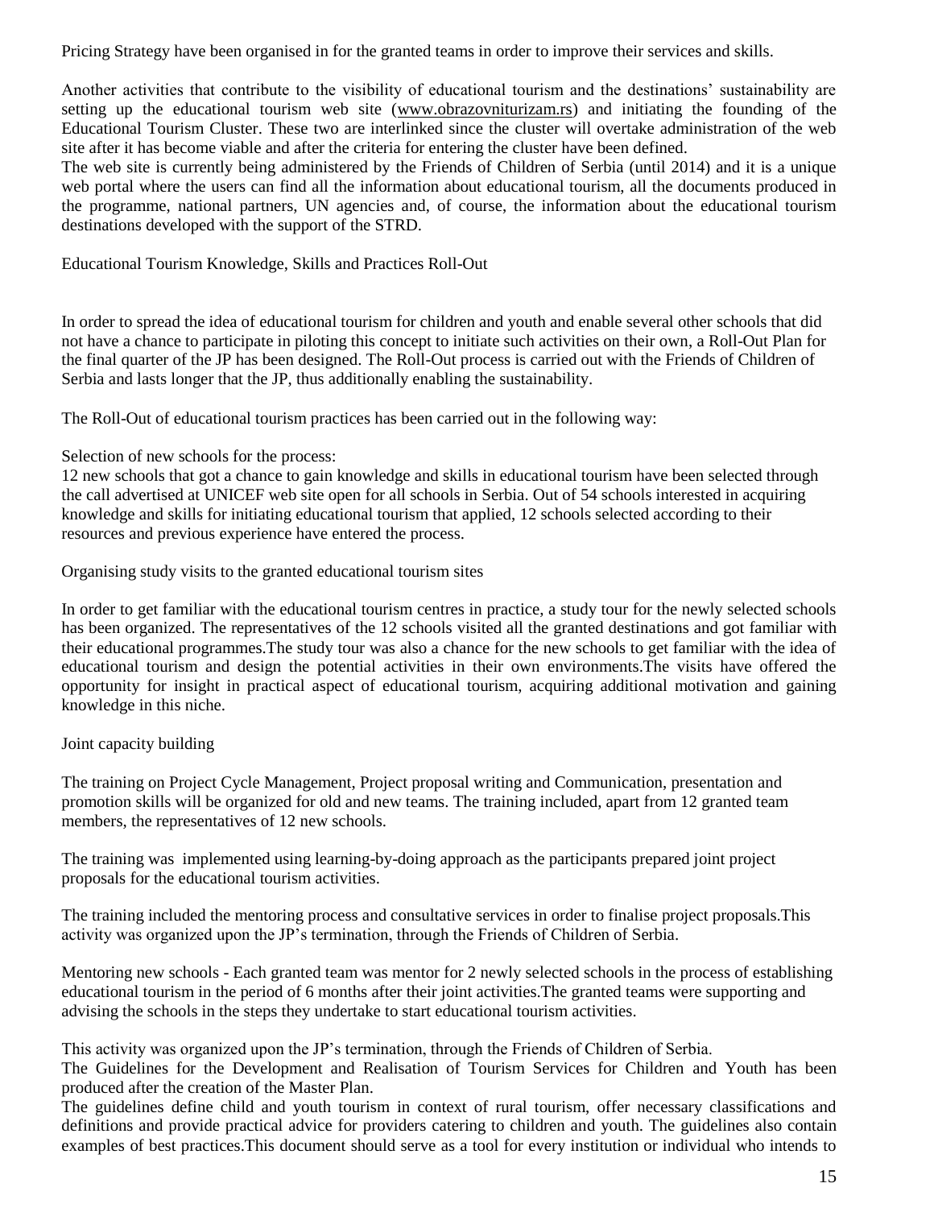Pricing Strategy have been organised in for the granted teams in order to improve their services and skills.

Another activities that contribute to the visibility of educational tourism and the destinations' sustainability are setting up the educational tourism web site (www.obrazovniturizam.rs) and initiating the founding of the Educational Tourism Cluster. These two are interlinked since the cluster will overtake administration of the web site after it has become viable and after the criteria for entering the cluster have been defined.
The web site is currently being administered by the Friends of Children of Serbia (until 2014) and it is a unique web portal where the users can find all the information about educational tourism, all the documents produced in the programme, national partners, UN agencies and, of course, the information about the educational tourism destinations developed with the support of the STRD.

Educational Tourism Knowledge, Skills and Practices Roll-Out

In order to spread the idea of educational tourism for children and youth and enable several other schools that did not have a chance to participate in piloting this concept to initiate such activities on their own, a Roll-Out Plan for the final quarter of the JP has been designed. The Roll-Out process is carried out with the Friends of Children of Serbia and lasts longer that the JP, thus additionally enabling the sustainability.

The Roll-Out of educational tourism practices has been carried out in the following way:

Selection of new schools for the process:
12 new schools that got a chance to gain knowledge and skills in educational tourism have been selected through the call advertised at UNICEF web site open for all schools in Serbia. Out of 54 schools interested in acquiring knowledge and skills for initiating educational tourism that applied, 12 schools selected according to their resources and previous experience have entered the process.

Organising study visits to the granted educational tourism sites

In order to get familiar with the educational tourism centres in practice, a study tour for the newly selected schools has been organized. The representatives of the 12 schools visited all the granted destinations and got familiar with their educational programmes.The study tour was also a chance for the new schools to get familiar with the idea of educational tourism and design the potential activities in their own environments.The visits have offered the opportunity for insight in practical aspect of educational tourism, acquiring additional motivation and gaining knowledge in this niche.

Joint capacity building

The training on Project Cycle Management, Project proposal writing and Communication, presentation and promotion skills will be organized for old and new teams. The training included, apart from 12 granted team members, the representatives of 12 new schools.

The training was implemented using learning-by-doing approach as the participants prepared joint project proposals for the educational tourism activities.

The training included the mentoring process and consultative services in order to finalise project proposals.This activity was organized upon the JP's termination, through the Friends of Children of Serbia.

Mentoring new schools - Each granted team was mentor for 2 newly selected schools in the process of establishing educational tourism in the period of 6 months after their joint activities.The granted teams were supporting and advising the schools in the steps they undertake to start educational tourism activities.

This activity was organized upon the JP's termination, through the Friends of Children of Serbia.
The Guidelines for the Development and Realisation of Tourism Services for Children and Youth has been produced after the creation of the Master Plan.
The guidelines define child and youth tourism in context of rural tourism, offer necessary classifications and definitions and provide practical advice for providers catering to children and youth. The guidelines also contain examples of best practices.This document should serve as a tool for every institution or individual who intends to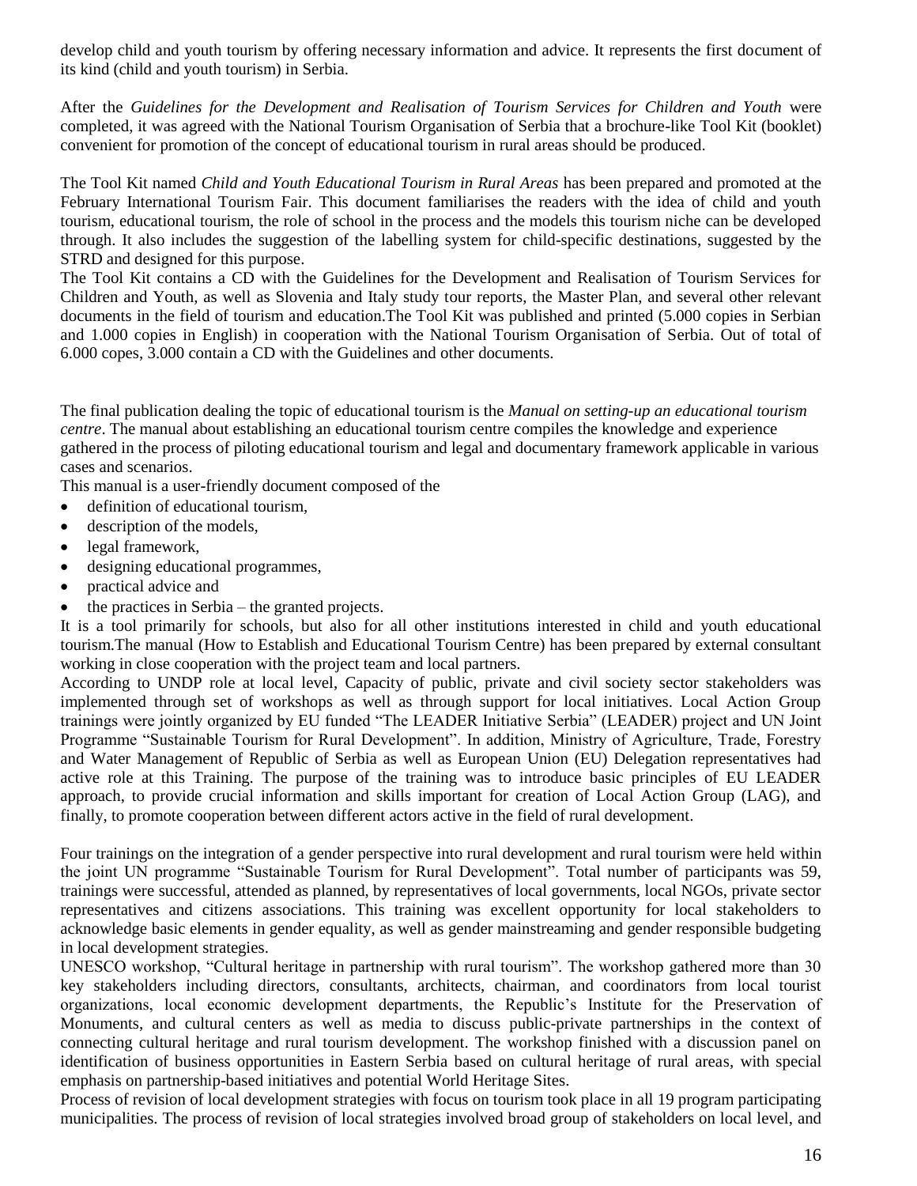develop child and youth tourism by offering necessary information and advice. It represents the first document of its kind (child and youth tourism) in Serbia.

After the *Guidelines for the Development and Realisation of Tourism Services for Children and Youth* were completed, it was agreed with the National Tourism Organisation of Serbia that a brochure-like Tool Kit (booklet) convenient for promotion of the concept of educational tourism in rural areas should be produced.

The Tool Kit named *Child and Youth Educational Tourism in Rural Areas* has been prepared and promoted at the February International Tourism Fair. This document familiarises the readers with the idea of child and youth tourism, educational tourism, the role of school in the process and the models this tourism niche can be developed through. It also includes the suggestion of the labelling system for child-specific destinations, suggested by the STRD and designed for this purpose.
The Tool Kit contains a CD with the Guidelines for the Development and Realisation of Tourism Services for Children and Youth, as well as Slovenia and Italy study tour reports, the Master Plan, and several other relevant documents in the field of tourism and education.The Tool Kit was published and printed (5.000 copies in Serbian and 1.000 copies in English) in cooperation with the National Tourism Organisation of Serbia. Out of total of 6.000 copes, 3.000 contain a CD with the Guidelines and other documents.

The final publication dealing the topic of educational tourism is the *Manual on setting-up an educational tourism centre*. The manual about establishing an educational tourism centre compiles the knowledge and experience gathered in the process of piloting educational tourism and legal and documentary framework applicable in various cases and scenarios.
This manual is a user-friendly document composed of the

- definition of educational tourism,
- description of the models,
- legal framework,
- designing educational programmes,
- practical advice and
- the practices in Serbia – the granted projects.

It is a tool primarily for schools, but also for all other institutions interested in child and youth educational tourism.The manual (How to Establish and Educational Tourism Centre) has been prepared by external consultant working in close cooperation with the project team and local partners.
According to UNDP role at local level, Capacity of public, private and civil society sector stakeholders was implemented through set of workshops as well as through support for local initiatives. Local Action Group trainings were jointly organized by EU funded "The LEADER Initiative Serbia" (LEADER) project and UN Joint Programme "Sustainable Tourism for Rural Development". In addition, Ministry of Agriculture, Trade, Forestry and Water Management of Republic of Serbia as well as European Union (EU) Delegation representatives had active role at this Training. The purpose of the training was to introduce basic principles of EU LEADER approach, to provide crucial information and skills important for creation of Local Action Group (LAG), and finally, to promote cooperation between different actors active in the field of rural development.

Four trainings on the integration of a gender perspective into rural development and rural tourism were held within the joint UN programme "Sustainable Tourism for Rural Development". Total number of participants was 59, trainings were successful, attended as planned, by representatives of local governments, local NGOs, private sector representatives and citizens associations. This training was excellent opportunity for local stakeholders to acknowledge basic elements in gender equality, as well as gender mainstreaming and gender responsible budgeting in local development strategies.
UNESCO workshop, "Cultural heritage in partnership with rural tourism". The workshop gathered more than 30 key stakeholders including directors, consultants, architects, chairman, and coordinators from local tourist organizations, local economic development departments, the Republic's Institute for the Preservation of Monuments, and cultural centers as well as media to discuss public-private partnerships in the context of connecting cultural heritage and rural tourism development. The workshop finished with a discussion panel on identification of business opportunities in Eastern Serbia based on cultural heritage of rural areas, with special emphasis on partnership-based initiatives and potential World Heritage Sites.
Process of revision of local development strategies with focus on tourism took place in all 19 program participating municipalities. The process of revision of local strategies involved broad group of stakeholders on local level, and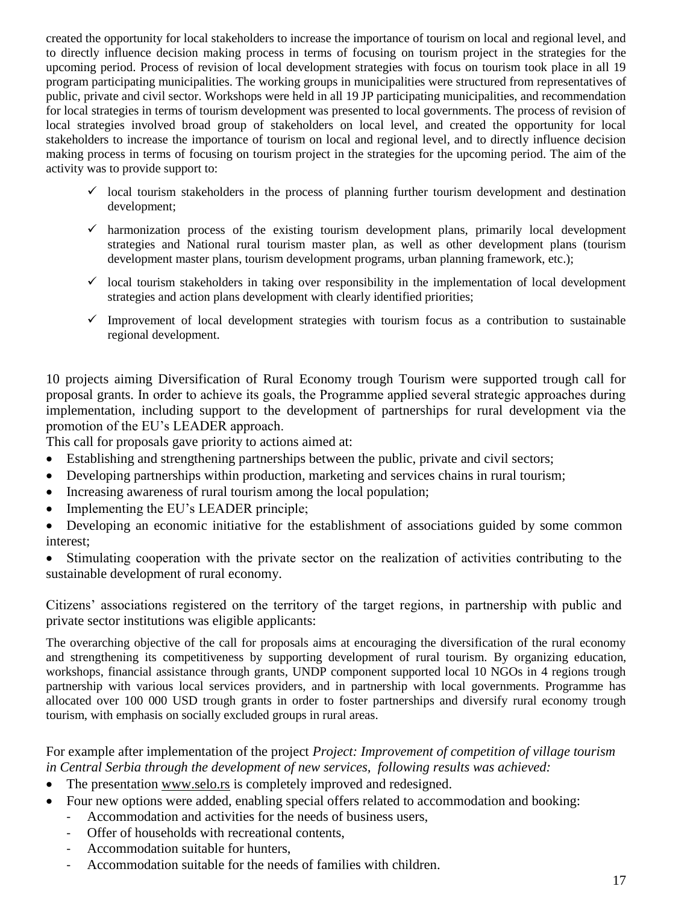created the opportunity for local stakeholders to increase the importance of tourism on local and regional level, and to directly influence decision making process in terms of focusing on tourism project in the strategies for the upcoming period. Process of revision of local development strategies with focus on tourism took place in all 19 program participating municipalities. The working groups in municipalities were structured from representatives of public, private and civil sector. Workshops were held in all 19 JP participating municipalities, and recommendation for local strategies in terms of tourism development was presented to local governments. The process of revision of local strategies involved broad group of stakeholders on local level, and created the opportunity for local stakeholders to increase the importance of tourism on local and regional level, and to directly influence decision making process in terms of focusing on tourism project in the strategies for the upcoming period. The aim of the activity was to provide support to:

- ✓ local tourism stakeholders in the process of planning further tourism development and destination development;
- ✓ harmonization process of the existing tourism development plans, primarily local development strategies and National rural tourism master plan, as well as other development plans (tourism development master plans, tourism development programs, urban planning framework, etc.);
- ✓ local tourism stakeholders in taking over responsibility in the implementation of local development strategies and action plans development with clearly identified priorities;
- ✓ Improvement of local development strategies with tourism focus as a contribution to sustainable regional development.

10 projects aiming Diversification of Rural Economy trough Tourism were supported trough call for proposal grants. In order to achieve its goals, the Programme applied several strategic approaches during implementation, including support to the development of partnerships for rural development via the promotion of the EU's LEADER approach.

This call for proposals gave priority to actions aimed at:

- Establishing and strengthening partnerships between the public, private and civil sectors;
- Developing partnerships within production, marketing and services chains in rural tourism;
- Increasing awareness of rural tourism among the local population;
- Implementing the EU's LEADER principle;
- Developing an economic initiative for the establishment of associations guided by some common interest;
- Stimulating cooperation with the private sector on the realization of activities contributing to the sustainable development of rural economy.

Citizens' associations registered on the territory of the target regions, in partnership with public and private sector institutions was eligible applicants:

The overarching objective of the call for proposals aims at encouraging the diversification of the rural economy and strengthening its competitiveness by supporting development of rural tourism. By organizing education, workshops, financial assistance through grants, UNDP component supported local 10 NGOs in 4 regions trough partnership with various local services providers, and in partnership with local governments. Programme has allocated over 100 000 USD trough grants in order to foster partnerships and diversify rural economy trough tourism, with emphasis on socially excluded groups in rural areas.

For example after implementation of the project *Project: Improvement of competition of village tourism in Central Serbia through the development of new services, following results was achieved:*

- The presentation www.selo.rs is completely improved and redesigned.
- Four new options were added, enabling special offers related to accommodation and booking:
  - Accommodation and activities for the needs of business users,
  - Offer of households with recreational contents,
  - Accommodation suitable for hunters,
  - Accommodation suitable for the needs of families with children.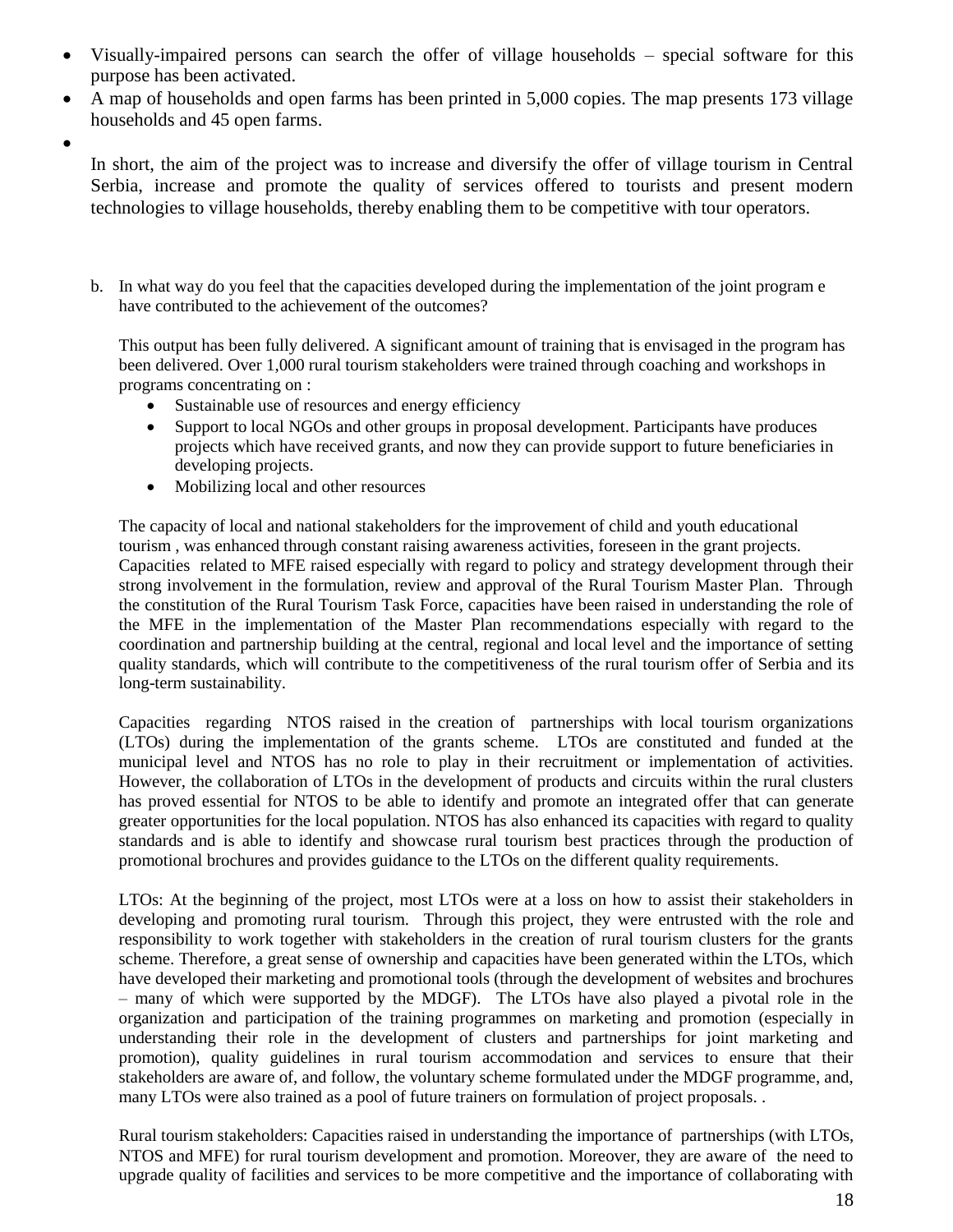- Visually-impaired persons can search the offer of village households – special software for this purpose has been activated.
- A map of households and open farms has been printed in 5,000 copies. The map presents 173 village households and 45 open farms.
- 

In short, the aim of the project was to increase and diversify the offer of village tourism in Central Serbia, increase and promote the quality of services offered to tourists and present modern technologies to village households, thereby enabling them to be competitive with tour operators.

b. In what way do you feel that the capacities developed during the implementation of the joint program e have contributed to the achievement of the outcomes?

This output has been fully delivered. A significant amount of training that is envisaged in the program has been delivered. Over 1,000 rural tourism stakeholders were trained through coaching and workshops in programs concentrating on :

- Sustainable use of resources and energy efficiency
- Support to local NGOs and other groups in proposal development. Participants have produces projects which have received grants, and now they can provide support to future beneficiaries in developing projects.
- Mobilizing local and other resources

The capacity of local and national stakeholders for the improvement of child and youth educational tourism , was enhanced through constant raising awareness activities, foreseen in the grant projects. Capacities related to MFE raised especially with regard to policy and strategy development through their strong involvement in the formulation, review and approval of the Rural Tourism Master Plan. Through the constitution of the Rural Tourism Task Force, capacities have been raised in understanding the role of the MFE in the implementation of the Master Plan recommendations especially with regard to the coordination and partnership building at the central, regional and local level and the importance of setting quality standards, which will contribute to the competitiveness of the rural tourism offer of Serbia and its long-term sustainability.

Capacities regarding NTOS raised in the creation of partnerships with local tourism organizations (LTOs) during the implementation of the grants scheme. LTOs are constituted and funded at the municipal level and NTOS has no role to play in their recruitment or implementation of activities. However, the collaboration of LTOs in the development of products and circuits within the rural clusters has proved essential for NTOS to be able to identify and promote an integrated offer that can generate greater opportunities for the local population. NTOS has also enhanced its capacities with regard to quality standards and is able to identify and showcase rural tourism best practices through the production of promotional brochures and provides guidance to the LTOs on the different quality requirements.

LTOs: At the beginning of the project, most LTOs were at a loss on how to assist their stakeholders in developing and promoting rural tourism. Through this project, they were entrusted with the role and responsibility to work together with stakeholders in the creation of rural tourism clusters for the grants scheme. Therefore, a great sense of ownership and capacities have been generated within the LTOs, which have developed their marketing and promotional tools (through the development of websites and brochures – many of which were supported by the MDGF). The LTOs have also played a pivotal role in the organization and participation of the training programmes on marketing and promotion (especially in understanding their role in the development of clusters and partnerships for joint marketing and promotion), quality guidelines in rural tourism accommodation and services to ensure that their stakeholders are aware of, and follow, the voluntary scheme formulated under the MDGF programme, and, many LTOs were also trained as a pool of future trainers on formulation of project proposals. .

Rural tourism stakeholders: Capacities raised in understanding the importance of partnerships (with LTOs, NTOS and MFE) for rural tourism development and promotion. Moreover, they are aware of the need to upgrade quality of facilities and services to be more competitive and the importance of collaborating with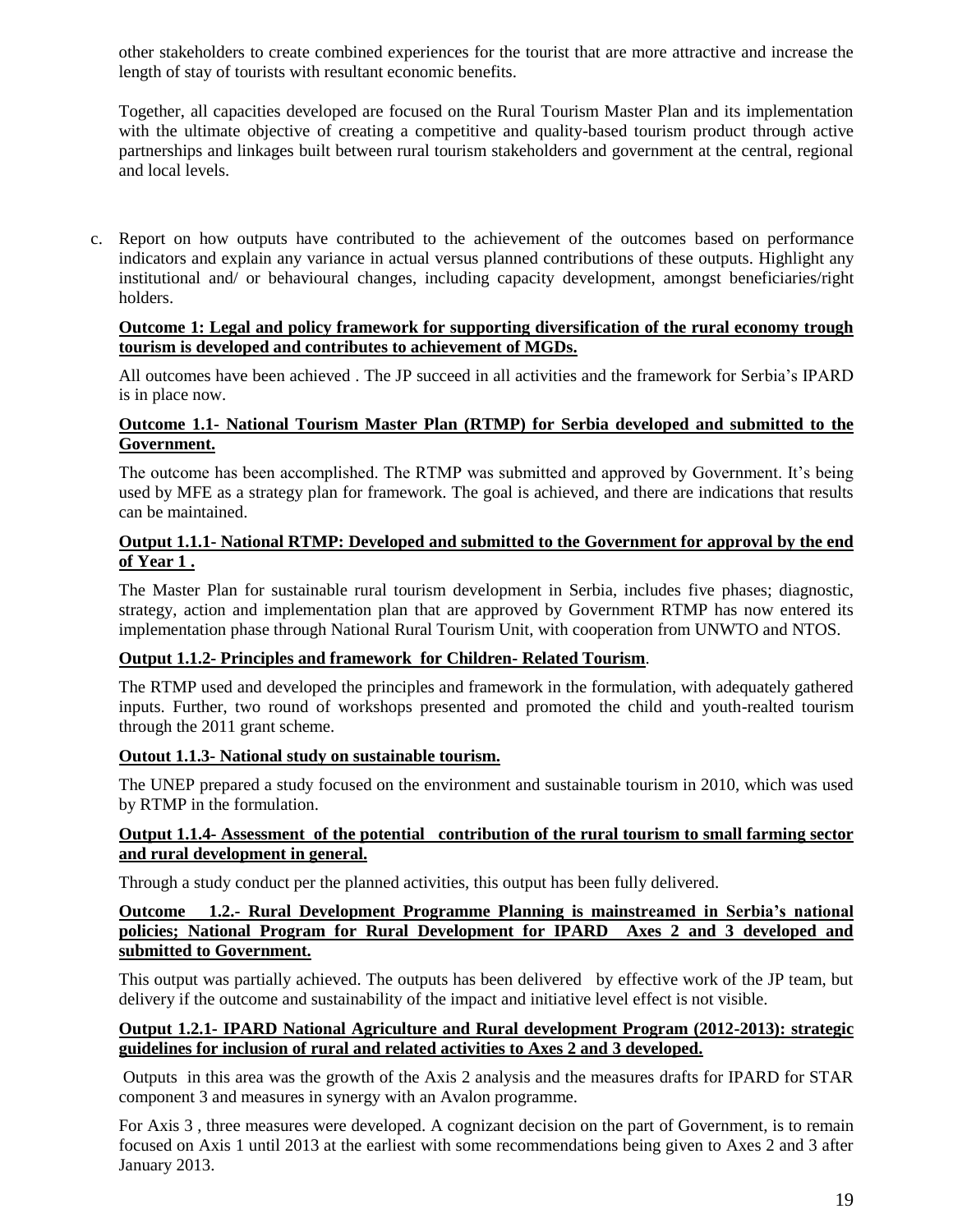other stakeholders to create combined experiences for the tourist that are more attractive and increase the length of stay of tourists with resultant economic benefits.

Together, all capacities developed are focused on the Rural Tourism Master Plan and its implementation with the ultimate objective of creating a competitive and quality-based tourism product through active partnerships and linkages built between rural tourism stakeholders and government at the central, regional and local levels.

c. Report on how outputs have contributed to the achievement of the outcomes based on performance indicators and explain any variance in actual versus planned contributions of these outputs. Highlight any institutional and/ or behavioural changes, including capacity development, amongst beneficiaries/right holders.

**Outcome 1: Legal and policy framework for supporting diversification of the rural economy trough tourism is developed and contributes to achievement of MGDs.**

All outcomes have been achieved . The JP succeed in all activities and the framework for Serbia's IPARD is in place now.

**Outcome 1.1- National Tourism Master Plan (RTMP) for Serbia developed and submitted to the Government.**

The outcome has been accomplished. The RTMP was submitted and approved by Government. It's being used by MFE as a strategy plan for framework. The goal is achieved, and there are indications that results can be maintained.

**Output 1.1.1- National RTMP: Developed and submitted to the Government for approval by the end of Year 1 .**

The Master Plan for sustainable rural tourism development in Serbia, includes five phases; diagnostic, strategy, action and implementation plan that are approved by Government RTMP has now entered its implementation phase through National Rural Tourism Unit, with cooperation from UNWTO and NTOS.

**Output 1.1.2- Principles and framework for Children- Related Tourism**.

The RTMP used and developed the principles and framework in the formulation, with adequately gathered inputs. Further, two round of workshops presented and promoted the child and youth-realted tourism through the 2011 grant scheme.

**Outout 1.1.3- National study on sustainable tourism.**

The UNEP prepared a study focused on the environment and sustainable tourism in 2010, which was used by RTMP in the formulation.

**Output 1.1.4- Assessment of the potential contribution of the rural tourism to small farming sector and rural development in general.**

Through a study conduct per the planned activities, this output has been fully delivered.

**Outcome 1.2.- Rural Development Programme Planning is mainstreamed in Serbia's national policies; National Program for Rural Development for IPARD Axes 2 and 3 developed and submitted to Government.**

This output was partially achieved. The outputs has been delivered by effective work of the JP team, but delivery if the outcome and sustainability of the impact and initiative level effect is not visible.

**Output 1.2.1- IPARD National Agriculture and Rural development Program (2012-2013): strategic guidelines for inclusion of rural and related activities to Axes 2 and 3 developed.**

Outputs in this area was the growth of the Axis 2 analysis and the measures drafts for IPARD for STAR component 3 and measures in synergy with an Avalon programme.

For Axis 3 , three measures were developed. A cognizant decision on the part of Government, is to remain focused on Axis 1 until 2013 at the earliest with some recommendations being given to Axes 2 and 3 after January 2013.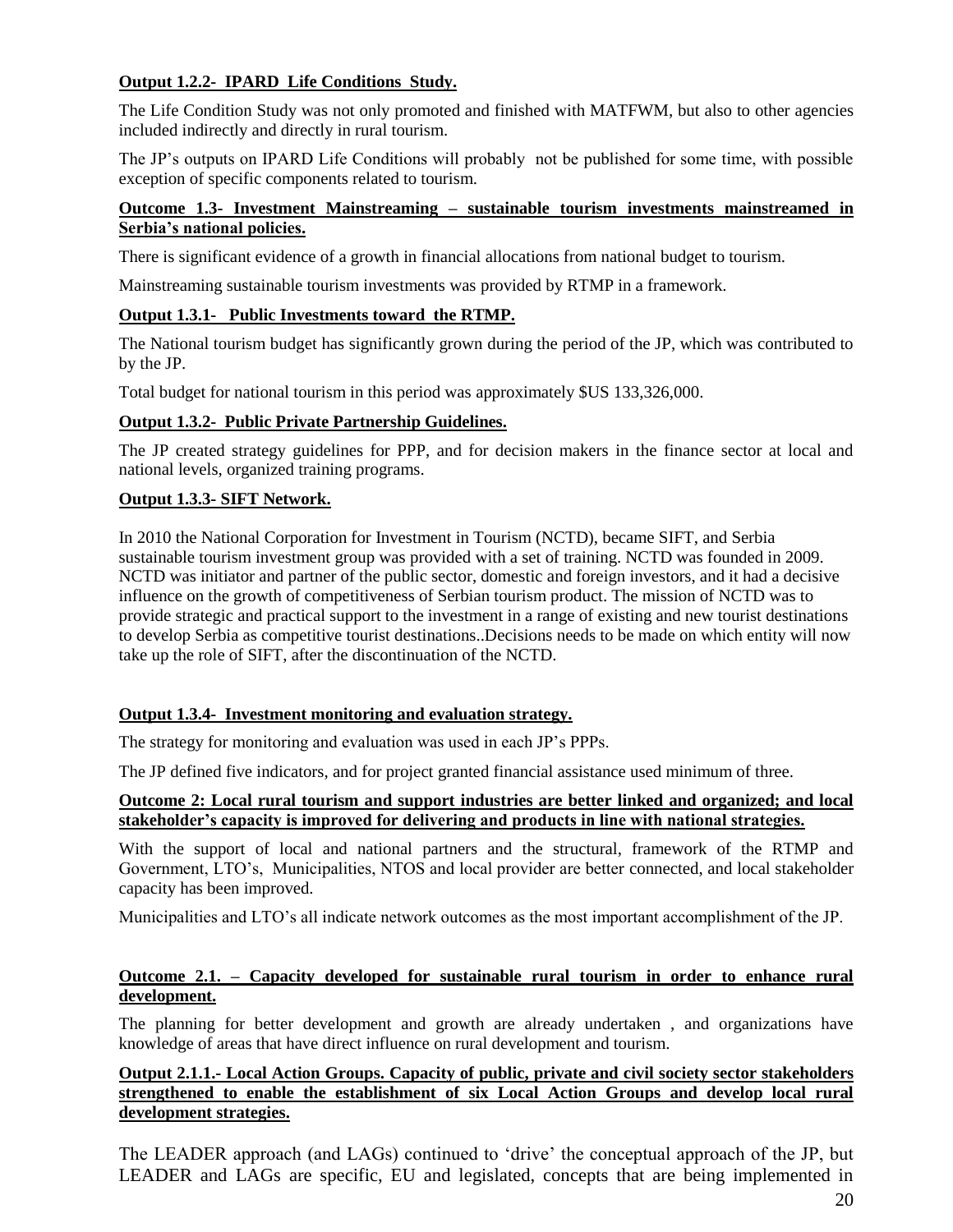**Output 1.2.2- IPARD Life Conditions Study.**

The Life Condition Study was not only promoted and finished with MATFWM, but also to other agencies included indirectly and directly in rural tourism.

The JP's outputs on IPARD Life Conditions will probably not be published for some time, with possible exception of specific components related to tourism.

**Outcome 1.3- Investment Mainstreaming – sustainable tourism investments mainstreamed in Serbia's national policies.**

There is significant evidence of a growth in financial allocations from national budget to tourism.

Mainstreaming sustainable tourism investments was provided by RTMP in a framework.

**Output 1.3.1- Public Investments toward the RTMP.**

The National tourism budget has significantly grown during the period of the JP, which was contributed to by the JP.

Total budget for national tourism in this period was approximately $US 133,326,000.

**Output 1.3.2- Public Private Partnership Guidelines.**

The JP created strategy guidelines for PPP, and for decision makers in the finance sector at local and national levels, organized training programs.

**Output 1.3.3- SIFT Network.**

In 2010 the National Corporation for Investment in Tourism (NCTD), became SIFT, and Serbia sustainable tourism investment group was provided with a set of training. NCTD was founded in 2009. NCTD was initiator and partner of the public sector, domestic and foreign investors, and it had a decisive influence on the growth of competitiveness of Serbian tourism product. The mission of NCTD was to provide strategic and practical support to the investment in a range of existing and new tourist destinations to develop Serbia as competitive tourist destinations..Decisions needs to be made on which entity will now take up the role of SIFT, after the discontinuation of the NCTD.

**Output 1.3.4- Investment monitoring and evaluation strategy.**

The strategy for monitoring and evaluation was used in each JP's PPPs.

The JP defined five indicators, and for project granted financial assistance used minimum of three.

**Outcome 2: Local rural tourism and support industries are better linked and organized; and local stakeholder's capacity is improved for delivering and products in line with national strategies.**

With the support of local and national partners and the structural, framework of the RTMP and Government, LTO's, Municipalities, NTOS and local provider are better connected, and local stakeholder capacity has been improved.

Municipalities and LTO's all indicate network outcomes as the most important accomplishment of the JP.

**Outcome 2.1. – Capacity developed for sustainable rural tourism in order to enhance rural development.**

The planning for better development and growth are already undertaken , and organizations have knowledge of areas that have direct influence on rural development and tourism.

**Output 2.1.1.- Local Action Groups. Capacity of public, private and civil society sector stakeholders strengthened to enable the establishment of six Local Action Groups and develop local rural development strategies.**

The LEADER approach (and LAGs) continued to 'drive' the conceptual approach of the JP, but LEADER and LAGs are specific, EU and legislated, concepts that are being implemented in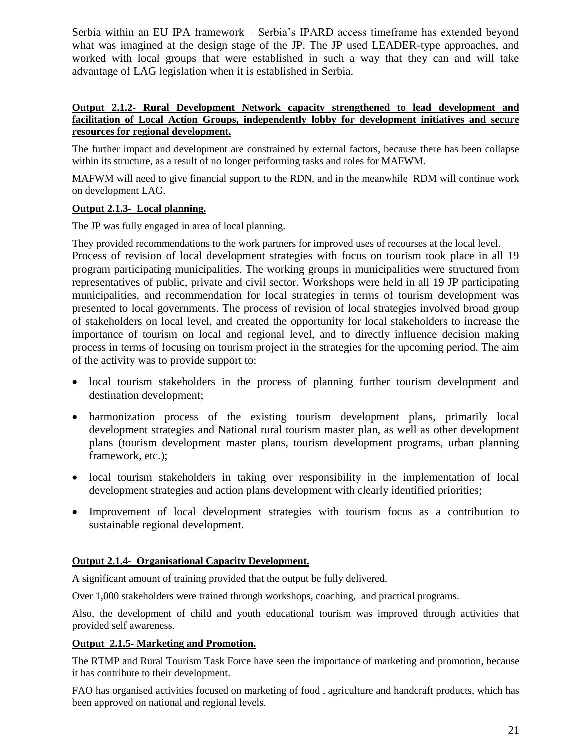Serbia within an EU IPA framework – Serbia's IPARD access timeframe has extended beyond what was imagined at the design stage of the JP. The JP used LEADER-type approaches, and worked with local groups that were established in such a way that they can and will take advantage of LAG legislation when it is established in Serbia.

**Output 2.1.2- Rural Development Network capacity strengthened to lead development and facilitation of Local Action Groups, independently lobby for development initiatives and secure resources for regional development.**

The further impact and development are constrained by external factors, because there has been collapse within its structure, as a result of no longer performing tasks and roles for MAFWM.

MAFWM will need to give financial support to the RDN, and in the meanwhile RDM will continue work on development LAG.

**Output 2.1.3- Local planning.**

The JP was fully engaged in area of local planning.

They provided recommendations to the work partners for improved uses of recourses at the local level. Process of revision of local development strategies with focus on tourism took place in all 19 program participating municipalities. The working groups in municipalities were structured from representatives of public, private and civil sector. Workshops were held in all 19 JP participating municipalities, and recommendation for local strategies in terms of tourism development was presented to local governments. The process of revision of local strategies involved broad group of stakeholders on local level, and created the opportunity for local stakeholders to increase the importance of tourism on local and regional level, and to directly influence decision making process in terms of focusing on tourism project in the strategies for the upcoming period. The aim of the activity was to provide support to:

- local tourism stakeholders in the process of planning further tourism development and destination development;
- harmonization process of the existing tourism development plans, primarily local development strategies and National rural tourism master plan, as well as other development plans (tourism development master plans, tourism development programs, urban planning framework, etc.);
- local tourism stakeholders in taking over responsibility in the implementation of local development strategies and action plans development with clearly identified priorities;
- Improvement of local development strategies with tourism focus as a contribution to sustainable regional development.

**Output 2.1.4- Organisational Capacity Development.**

A significant amount of training provided that the output be fully delivered.

Over 1,000 stakeholders were trained through workshops, coaching, and practical programs.

Also, the development of child and youth educational tourism was improved through activities that provided self awareness.

**Output 2.1.5- Marketing and Promotion.**

The RTMP and Rural Tourism Task Force have seen the importance of marketing and promotion, because it has contribute to their development.

FAO has organised activities focused on marketing of food , agriculture and handcraft products, which has been approved on national and regional levels.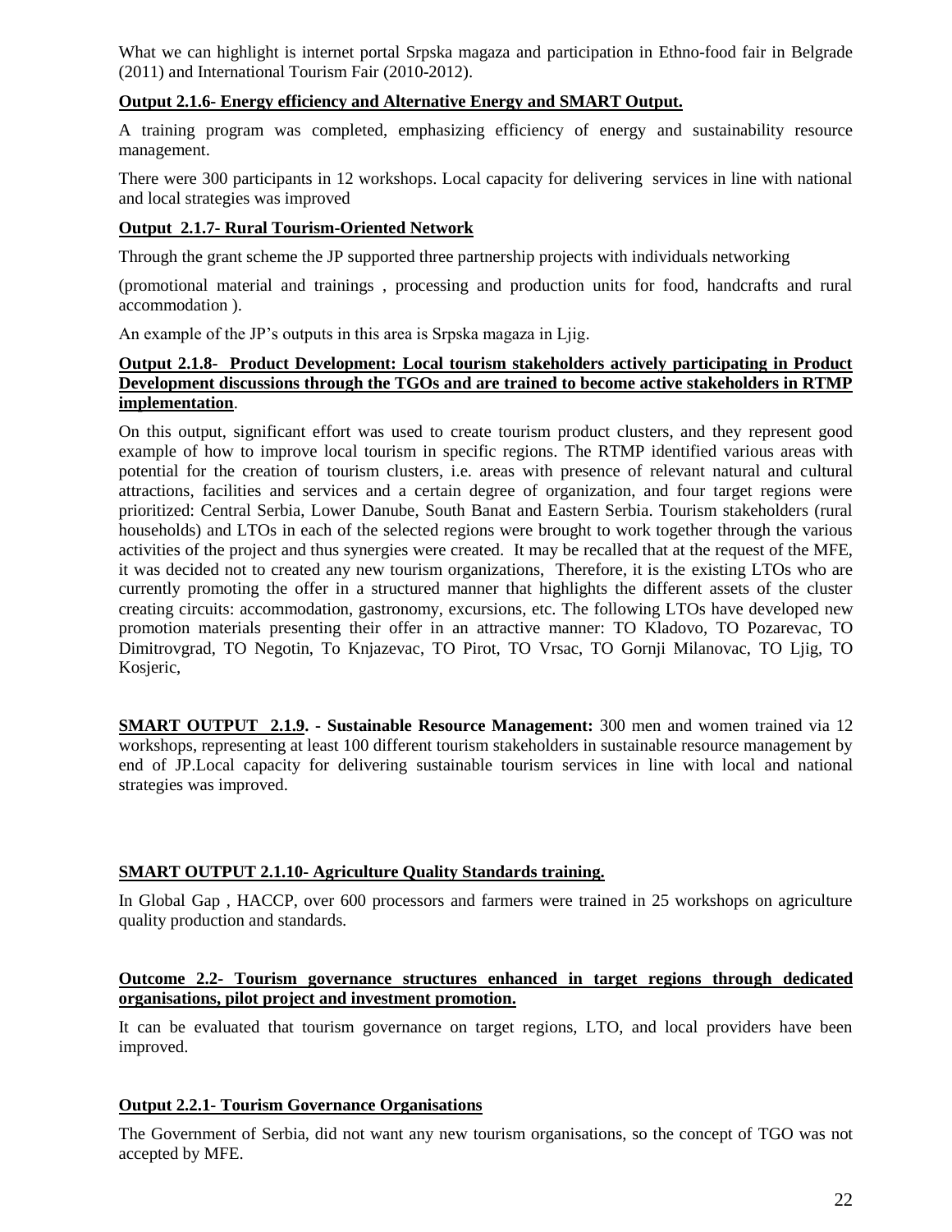What we can highlight is internet portal Srpska magaza and participation in Ethno-food fair in Belgrade (2011) and International Tourism Fair (2010-2012).

**Output 2.1.6- Energy efficiency and Alternative Energy and SMART Output.**

A training program was completed, emphasizing efficiency of energy and sustainability resource management.

There were 300 participants in 12 workshops. Local capacity for delivering services in line with national and local strategies was improved

**Output 2.1.7- Rural Tourism-Oriented Network**

Through the grant scheme the JP supported three partnership projects with individuals networking

(promotional material and trainings , processing and production units for food, handcrafts and rural accommodation ).

An example of the JP's outputs in this area is Srpska magaza in Ljig.

**Output 2.1.8- Product Development: Local tourism stakeholders actively participating in Product Development discussions through the TGOs and are trained to become active stakeholders in RTMP implementation**.

On this output, significant effort was used to create tourism product clusters, and they represent good example of how to improve local tourism in specific regions. The RTMP identified various areas with potential for the creation of tourism clusters, i.e. areas with presence of relevant natural and cultural attractions, facilities and services and a certain degree of organization, and four target regions were prioritized: Central Serbia, Lower Danube, South Banat and Eastern Serbia. Tourism stakeholders (rural households) and LTOs in each of the selected regions were brought to work together through the various activities of the project and thus synergies were created. It may be recalled that at the request of the MFE, it was decided not to created any new tourism organizations, Therefore, it is the existing LTOs who are currently promoting the offer in a structured manner that highlights the different assets of the cluster creating circuits: accommodation, gastronomy, excursions, etc. The following LTOs have developed new promotion materials presenting their offer in an attractive manner: TO Kladovo, TO Pozarevac, TO Dimitrovgrad, TO Negotin, To Knjazevac, TO Pirot, TO Vrsac, TO Gornji Milanovac, TO Ljig, TO Kosjeric,

**SMART OUTPUT 2.1.9. - Sustainable Resource Management:** 300 men and women trained via 12 workshops, representing at least 100 different tourism stakeholders in sustainable resource management by end of JP.Local capacity for delivering sustainable tourism services in line with local and national strategies was improved.

**SMART OUTPUT 2.1.10- Agriculture Quality Standards training.**

In Global Gap , HACCP, over 600 processors and farmers were trained in 25 workshops on agriculture quality production and standards.

**Outcome 2.2- Tourism governance structures enhanced in target regions through dedicated organisations, pilot project and investment promotion.**

It can be evaluated that tourism governance on target regions, LTO, and local providers have been improved.

**Output 2.2.1- Tourism Governance Organisations**

The Government of Serbia, did not want any new tourism organisations, so the concept of TGO was not accepted by MFE.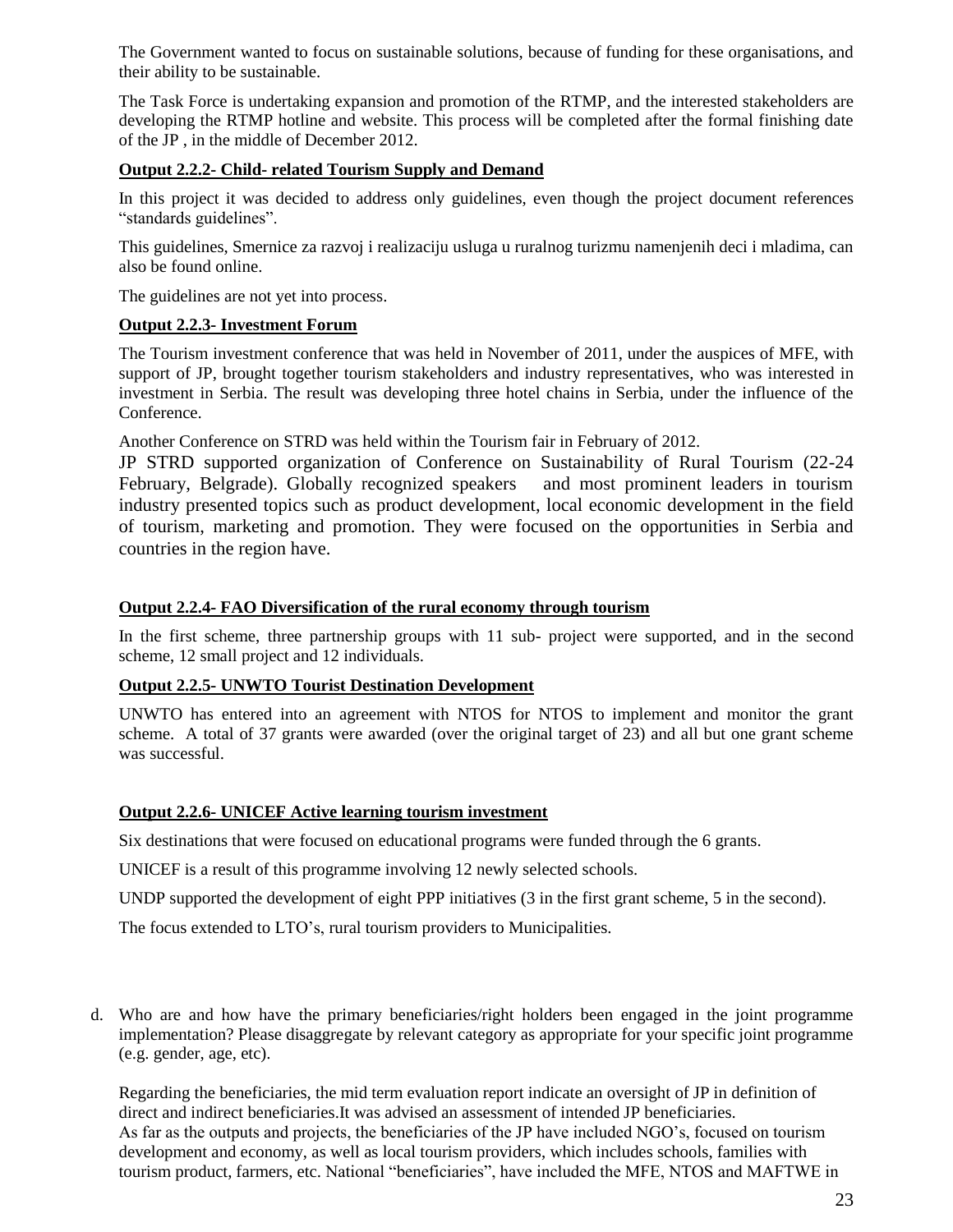The Government wanted to focus on sustainable solutions, because of funding for these organisations, and their ability to be sustainable.

The Task Force is undertaking expansion and promotion of the RTMP, and the interested stakeholders are developing the RTMP hotline and website. This process will be completed after the formal finishing date of the JP , in the middle of December 2012.

**Output 2.2.2- Child- related Tourism Supply and Demand**

In this project it was decided to address only guidelines, even though the project document references "standards guidelines".

This guidelines, Smernice za razvoj i realizaciju usluga u ruralnog turizmu namenjenih deci i mladima, can also be found online.

The guidelines are not yet into process.

**Output 2.2.3- Investment Forum**

The Tourism investment conference that was held in November of 2011, under the auspices of MFE, with support of JP, brought together tourism stakeholders and industry representatives, who was interested in investment in Serbia. The result was developing three hotel chains in Serbia, under the influence of the Conference.

Another Conference on STRD was held within the Tourism fair in February of 2012.

JP STRD supported organization of Conference on Sustainability of Rural Tourism (22-24 February, Belgrade). Globally recognized speakers and most prominent leaders in tourism industry presented topics such as product development, local economic development in the field of tourism, marketing and promotion. They were focused on the opportunities in Serbia and countries in the region have.

**Output 2.2.4- FAO Diversification of the rural economy through tourism**

In the first scheme, three partnership groups with 11 sub- project were supported, and in the second scheme, 12 small project and 12 individuals.

**Output 2.2.5- UNWTO Tourist Destination Development**

UNWTO has entered into an agreement with NTOS for NTOS to implement and monitor the grant scheme. A total of 37 grants were awarded (over the original target of 23) and all but one grant scheme was successful.

**Output 2.2.6- UNICEF Active learning tourism investment**

Six destinations that were focused on educational programs were funded through the 6 grants.

UNICEF is a result of this programme involving 12 newly selected schools.

UNDP supported the development of eight PPP initiatives (3 in the first grant scheme, 5 in the second).

The focus extended to LTO's, rural tourism providers to Municipalities.

d. Who are and how have the primary beneficiaries/right holders been engaged in the joint programme implementation? Please disaggregate by relevant category as appropriate for your specific joint programme (e.g. gender, age, etc).

Regarding the beneficiaries, the mid term evaluation report indicate an oversight of JP in definition of direct and indirect beneficiaries.It was advised an assessment of intended JP beneficiaries.
As far as the outputs and projects, the beneficiaries of the JP have included NGO's, focused on tourism development and economy, as well as local tourism providers, which includes schools, families with tourism product, farmers, etc. National "beneficiaries", have included the MFE, NTOS and MAFTWE in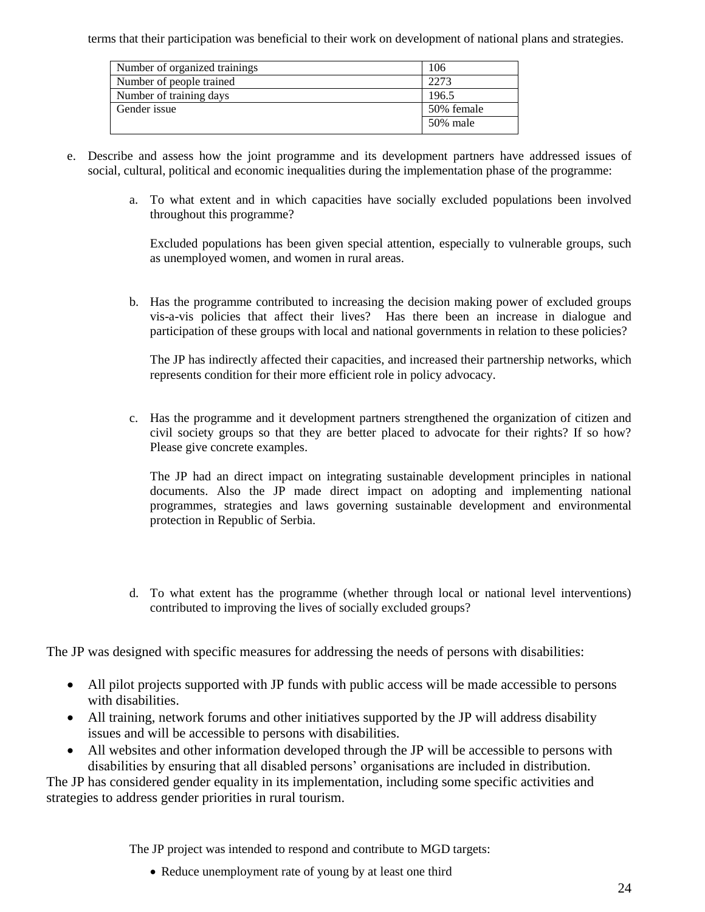terms that their participation was beneficial to their work on development of national plans and strategies.

| Number of organized trainings | 106 |
|---|---|
| Number of people trained | 2273 |
| Number of training days | 196.5 |
| Gender issue | 50% female |
| | 50% male |

e. Describe and assess how the joint programme and its development partners have addressed issues of social, cultural, political and economic inequalities during the implementation phase of the programme:

   a. To what extent and in which capacities have socially excluded populations been involved throughout this programme?

      Excluded populations has been given special attention, especially to vulnerable groups, such as unemployed women, and women in rural areas.

   b. Has the programme contributed to increasing the decision making power of excluded groups vis-a-vis policies that affect their lives? Has there been an increase in dialogue and participation of these groups with local and national governments in relation to these policies?

      The JP has indirectly affected their capacities, and increased their partnership networks, which represents condition for their more efficient role in policy advocacy.

   c. Has the programme and it development partners strengthened the organization of citizen and civil society groups so that they are better placed to advocate for their rights? If so how? Please give concrete examples.

      The JP had an direct impact on integrating sustainable development principles in national documents. Also the JP made direct impact on adopting and implementing national programmes, strategies and laws governing sustainable development and environmental protection in Republic of Serbia.

   d. To what extent has the programme (whether through local or national level interventions) contributed to improving the lives of socially excluded groups?

The JP was designed with specific measures for addressing the needs of persons with disabilities:

- All pilot projects supported with JP funds with public access will be made accessible to persons with disabilities.
- All training, network forums and other initiatives supported by the JP will address disability issues and will be accessible to persons with disabilities.
- All websites and other information developed through the JP will be accessible to persons with disabilities by ensuring that all disabled persons' organisations are included in distribution.

The JP has considered gender equality in its implementation, including some specific activities and strategies to address gender priorities in rural tourism.

The JP project was intended to respond and contribute to MGD targets:

- Reduce unemployment rate of young by at least one third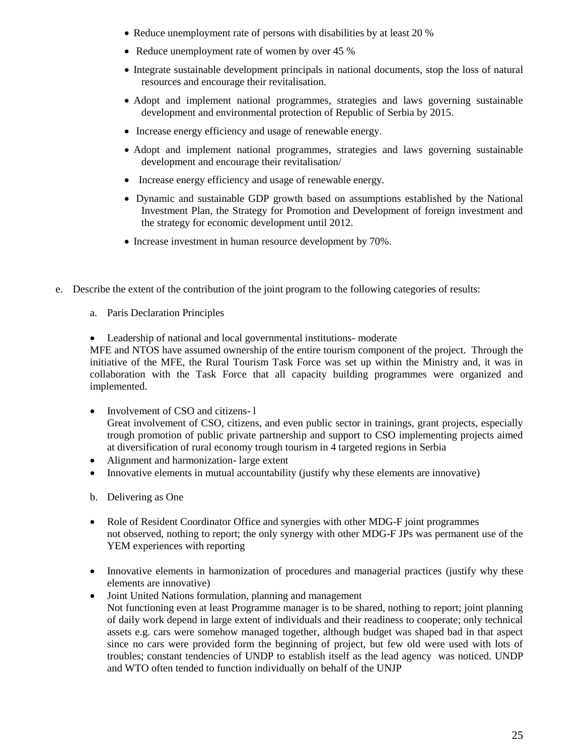- Reduce unemployment rate of persons with disabilities by at least 20 %
- Reduce unemployment rate of women by over 45 %
- Integrate sustainable development principals in national documents, stop the loss of natural resources and encourage their revitalisation.
- Adopt and implement national programmes, strategies and laws governing sustainable development and environmental protection of Republic of Serbia by 2015.
- Increase energy efficiency and usage of renewable energy.
- Adopt and implement national programmes, strategies and laws governing sustainable development and encourage their revitalisation/
- Increase energy efficiency and usage of renewable energy.
- Dynamic and sustainable GDP growth based on assumptions established by the National Investment Plan, the Strategy for Promotion and Development of foreign investment and the strategy for economic development until 2012.
- Increase investment in human resource development by 70%.

e. Describe the extent of the contribution of the joint program to the following categories of results:

a. Paris Declaration Principles

- Leadership of national and local governmental institutions- moderate

MFE and NTOS have assumed ownership of the entire tourism component of the project. Through the initiative of the MFE, the Rural Tourism Task Force was set up within the Ministry and, it was in collaboration with the Task Force that all capacity building programmes were organized and implemented.

- Involvement of CSO and citizens- l
  Great involvement of CSO, citizens, and even public sector in trainings, grant projects, especially trough promotion of public private partnership and support to CSO implementing projects aimed at diversification of rural economy trough tourism in 4 targeted regions in Serbia
- Alignment and harmonization- large extent
- Innovative elements in mutual accountability (justify why these elements are innovative)

b. Delivering as One

- Role of Resident Coordinator Office and synergies with other MDG-F joint programmes
  not observed, nothing to report; the only synergy with other MDG-F JPs was permanent use of the YEM experiences with reporting

- Innovative elements in harmonization of procedures and managerial practices (justify why these elements are innovative)
- Joint United Nations formulation, planning and management
  Not functioning even at least Programme manager is to be shared, nothing to report; joint planning of daily work depend in large extent of individuals and their readiness to cooperate; only technical assets e.g. cars were somehow managed together, although budget was shaped bad in that aspect since no cars were provided form the beginning of project, but few old were used with lots of troubles; constant tendencies of UNDP to establish itself as the lead agency was noticed. UNDP and WTO often tended to function individually on behalf of the UNJP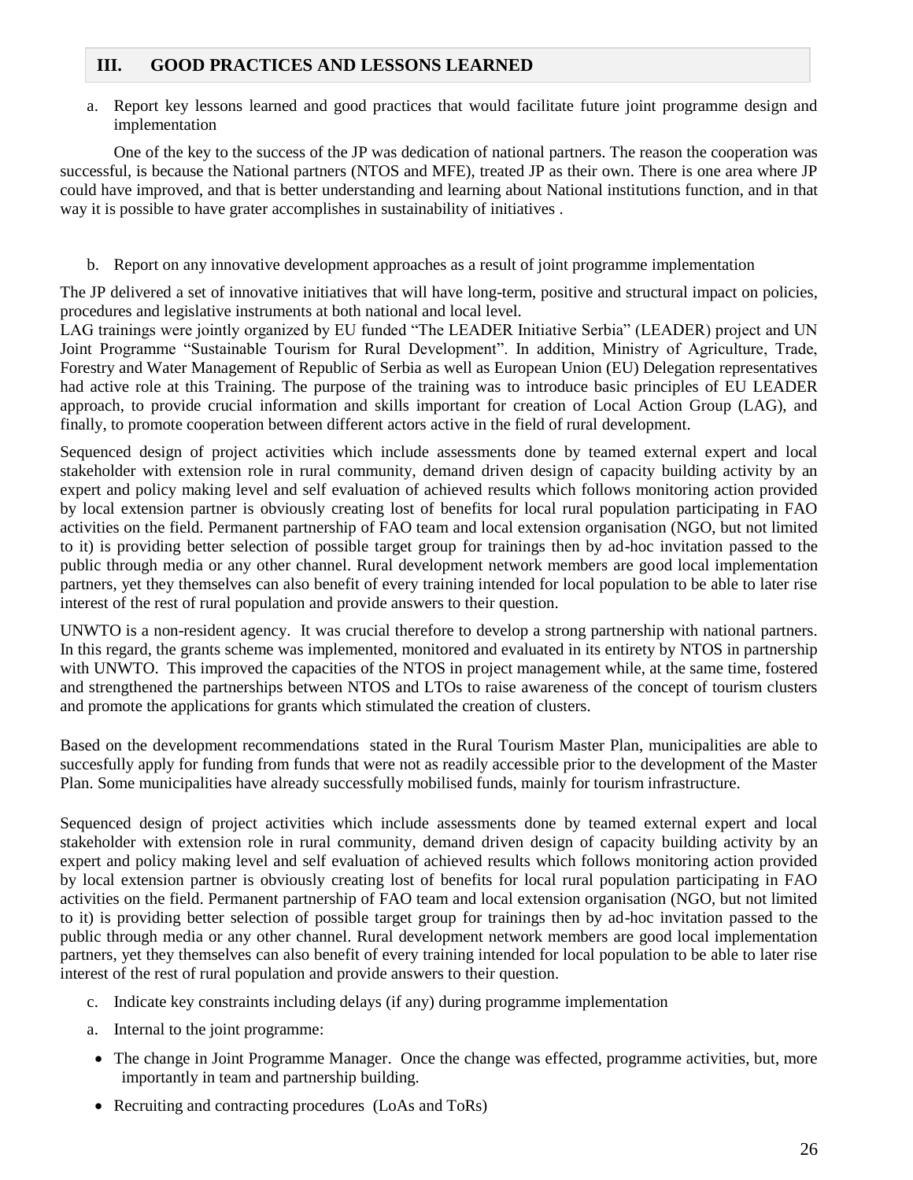## III. GOOD PRACTICES AND LESSONS LEARNED

a. Report key lessons learned and good practices that would facilitate future joint programme design and implementation

One of the key to the success of the JP was dedication of national partners. The reason the cooperation was successful, is because the National partners (NTOS and MFE), treated JP as their own. There is one area where JP could have improved, and that is better understanding and learning about National institutions function, and in that way it is possible to have grater accomplishes in sustainability of initiatives .

b. Report on any innovative development approaches as a result of joint programme implementation

The JP delivered a set of innovative initiatives that will have long-term, positive and structural impact on policies, procedures and legislative instruments at both national and local level.
LAG trainings were jointly organized by EU funded "The LEADER Initiative Serbia" (LEADER) project and UN Joint Programme "Sustainable Tourism for Rural Development". In addition, Ministry of Agriculture, Trade, Forestry and Water Management of Republic of Serbia as well as European Union (EU) Delegation representatives had active role at this Training. The purpose of the training was to introduce basic principles of EU LEADER approach, to provide crucial information and skills important for creation of Local Action Group (LAG), and finally, to promote cooperation between different actors active in the field of rural development.

Sequenced design of project activities which include assessments done by teamed external expert and local stakeholder with extension role in rural community, demand driven design of capacity building activity by an expert and policy making level and self evaluation of achieved results which follows monitoring action provided by local extension partner is obviously creating lost of benefits for local rural population participating in FAO activities on the field. Permanent partnership of FAO team and local extension organisation (NGO, but not limited to it) is providing better selection of possible target group for trainings then by ad-hoc invitation passed to the public through media or any other channel. Rural development network members are good local implementation partners, yet they themselves can also benefit of every training intended for local population to be able to later rise interest of the rest of rural population and provide answers to their question.

UNWTO is a non-resident agency. It was crucial therefore to develop a strong partnership with national partners. In this regard, the grants scheme was implemented, monitored and evaluated in its entirety by NTOS in partnership with UNWTO. This improved the capacities of the NTOS in project management while, at the same time, fostered and strengthened the partnerships between NTOS and LTOs to raise awareness of the concept of tourism clusters and promote the applications for grants which stimulated the creation of clusters.

Based on the development recommendations stated in the Rural Tourism Master Plan, municipalities are able to succesfully apply for funding from funds that were not as readily accessible prior to the development of the Master Plan. Some municipalities have already successfully mobilised funds, mainly for tourism infrastructure.

Sequenced design of project activities which include assessments done by teamed external expert and local stakeholder with extension role in rural community, demand driven design of capacity building activity by an expert and policy making level and self evaluation of achieved results which follows monitoring action provided by local extension partner is obviously creating lost of benefits for local rural population participating in FAO activities on the field. Permanent partnership of FAO team and local extension organisation (NGO, but not limited to it) is providing better selection of possible target group for trainings then by ad-hoc invitation passed to the public through media or any other channel. Rural development network members are good local implementation partners, yet they themselves can also benefit of every training intended for local population to be able to later rise interest of the rest of rural population and provide answers to their question.

c. Indicate key constraints including delays (if any) during programme implementation

a. Internal to the joint programme:

- The change in Joint Programme Manager. Once the change was effected, programme activities, but, more importantly in team and partnership building.
- Recruiting and contracting procedures (LoAs and ToRs)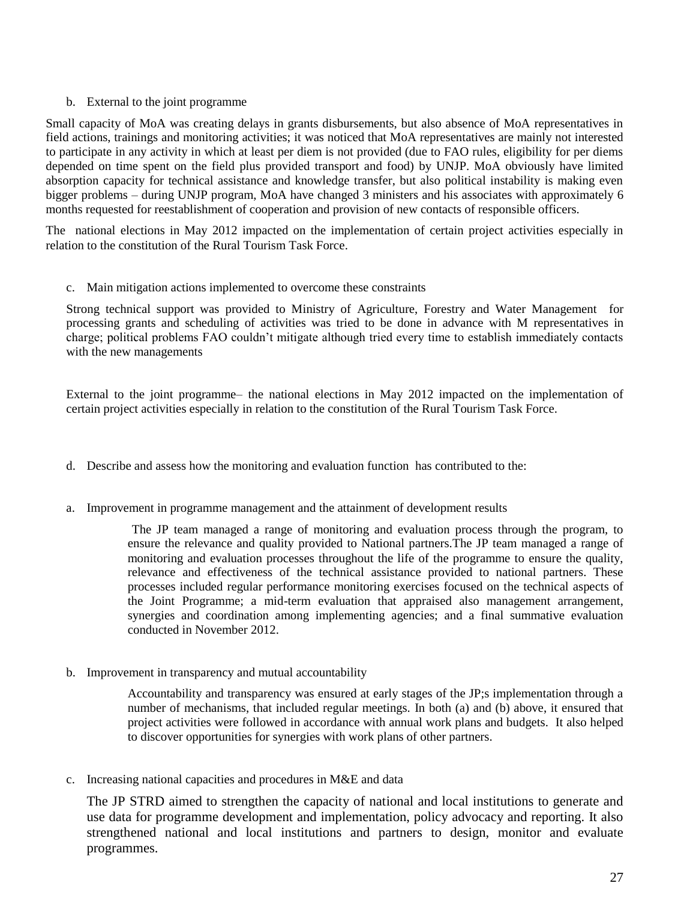b. External to the joint programme

Small capacity of MoA was creating delays in grants disbursements, but also absence of MoA representatives in field actions, trainings and monitoring activities; it was noticed that MoA representatives are mainly not interested to participate in any activity in which at least per diem is not provided (due to FAO rules, eligibility for per diems depended on time spent on the field plus provided transport and food) by UNJP. MoA obviously have limited absorption capacity for technical assistance and knowledge transfer, but also political instability is making even bigger problems – during UNJP program, MoA have changed 3 ministers and his associates with approximately 6 months requested for reestablishment of cooperation and provision of new contacts of responsible officers.

The national elections in May 2012 impacted on the implementation of certain project activities especially in relation to the constitution of the Rural Tourism Task Force.

c. Main mitigation actions implemented to overcome these constraints

Strong technical support was provided to Ministry of Agriculture, Forestry and Water Management for processing grants and scheduling of activities was tried to be done in advance with M representatives in charge; political problems FAO couldn't mitigate although tried every time to establish immediately contacts with the new managements

External to the joint programme– the national elections in May 2012 impacted on the implementation of certain project activities especially in relation to the constitution of the Rural Tourism Task Force.

d. Describe and assess how the monitoring and evaluation function has contributed to the:

a. Improvement in programme management and the attainment of development results

The JP team managed a range of monitoring and evaluation process through the program, to ensure the relevance and quality provided to National partners.The JP team managed a range of monitoring and evaluation processes throughout the life of the programme to ensure the quality, relevance and effectiveness of the technical assistance provided to national partners. These processes included regular performance monitoring exercises focused on the technical aspects of the Joint Programme; a mid-term evaluation that appraised also management arrangement, synergies and coordination among implementing agencies; and a final summative evaluation conducted in November 2012.

b. Improvement in transparency and mutual accountability

Accountability and transparency was ensured at early stages of the JP;s implementation through a number of mechanisms, that included regular meetings. In both (a) and (b) above, it ensured that project activities were followed in accordance with annual work plans and budgets. It also helped to discover opportunities for synergies with work plans of other partners.

c. Increasing national capacities and procedures in M&E and data

The JP STRD aimed to strengthen the capacity of national and local institutions to generate and use data for programme development and implementation, policy advocacy and reporting. It also strengthened national and local institutions and partners to design, monitor and evaluate programmes.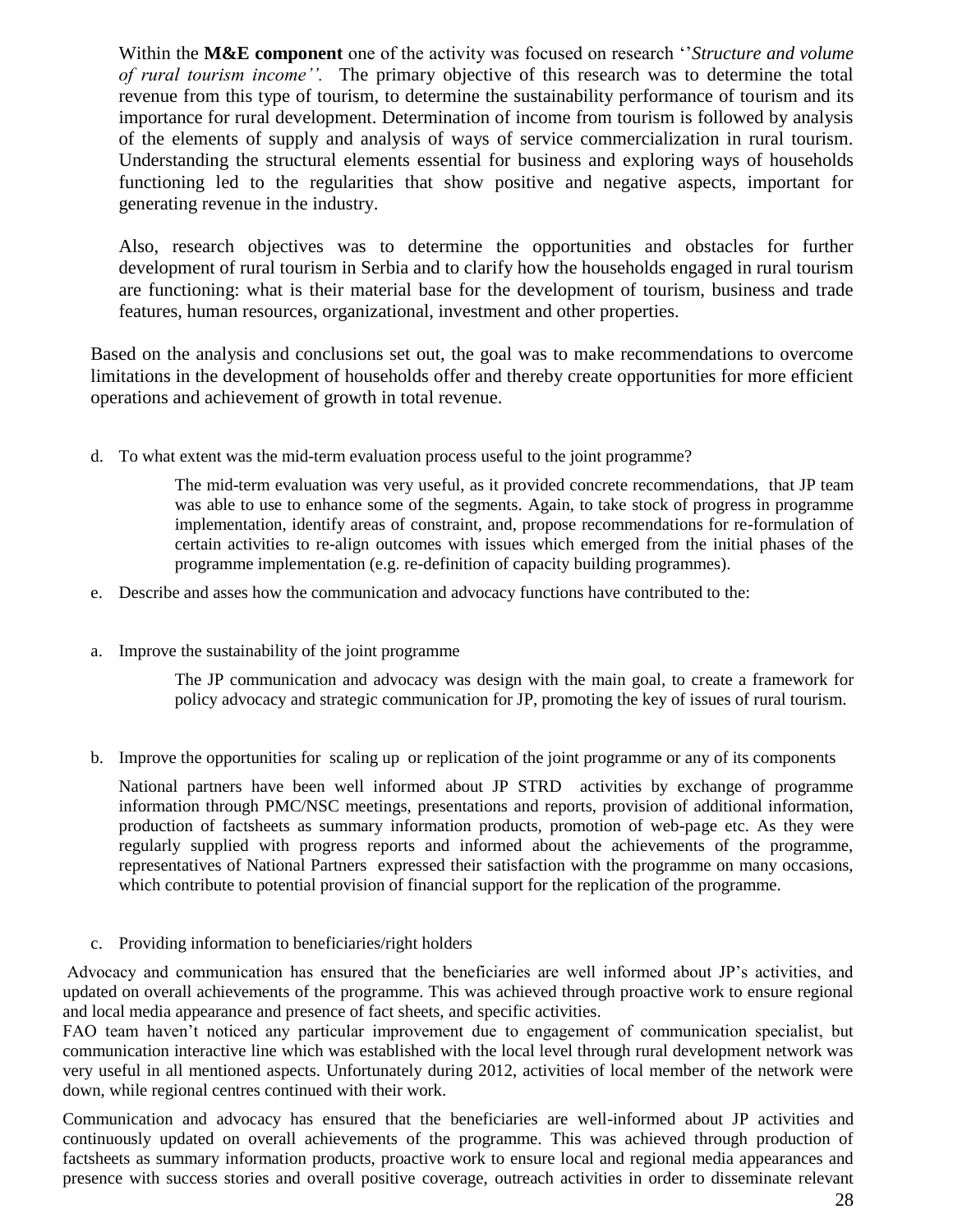Within the **M&E component** one of the activity was focused on research ''*Structure and volume of rural tourism income''.* The primary objective of this research was to determine the total revenue from this type of tourism, to determine the sustainability performance of tourism and its importance for rural development. Determination of income from tourism is followed by analysis of the elements of supply and analysis of ways of service commercialization in rural tourism. Understanding the structural elements essential for business and exploring ways of households functioning led to the regularities that show positive and negative aspects, important for generating revenue in the industry.

Also, research objectives was to determine the opportunities and obstacles for further development of rural tourism in Serbia and to clarify how the households engaged in rural tourism are functioning: what is their material base for the development of tourism, business and trade features, human resources, organizational, investment and other properties.

Based on the analysis and conclusions set out, the goal was to make recommendations to overcome limitations in the development of households offer and thereby create opportunities for more efficient operations and achievement of growth in total revenue.

d. To what extent was the mid-term evaluation process useful to the joint programme?

The mid-term evaluation was very useful, as it provided concrete recommendations, that JP team was able to use to enhance some of the segments. Again, to take stock of progress in programme implementation, identify areas of constraint, and, propose recommendations for re-formulation of certain activities to re-align outcomes with issues which emerged from the initial phases of the programme implementation (e.g. re-definition of capacity building programmes).

e. Describe and asses how the communication and advocacy functions have contributed to the:

a. Improve the sustainability of the joint programme

The JP communication and advocacy was design with the main goal, to create a framework for policy advocacy and strategic communication for JP, promoting the key of issues of rural tourism.

b. Improve the opportunities for scaling up or replication of the joint programme or any of its components

National partners have been well informed about JP STRD activities by exchange of programme information through PMC/NSC meetings, presentations and reports, provision of additional information, production of factsheets as summary information products, promotion of web-page etc. As they were regularly supplied with progress reports and informed about the achievements of the programme, representatives of National Partners expressed their satisfaction with the programme on many occasions, which contribute to potential provision of financial support for the replication of the programme.

c. Providing information to beneficiaries/right holders

Advocacy and communication has ensured that the beneficiaries are well informed about JP's activities, and updated on overall achievements of the programme. This was achieved through proactive work to ensure regional and local media appearance and presence of fact sheets, and specific activities.

FAO team haven't noticed any particular improvement due to engagement of communication specialist, but communication interactive line which was established with the local level through rural development network was very useful in all mentioned aspects. Unfortunately during 2012, activities of local member of the network were down, while regional centres continued with their work.

Communication and advocacy has ensured that the beneficiaries are well-informed about JP activities and continuously updated on overall achievements of the programme. This was achieved through production of factsheets as summary information products, proactive work to ensure local and regional media appearances and presence with success stories and overall positive coverage, outreach activities in order to disseminate relevant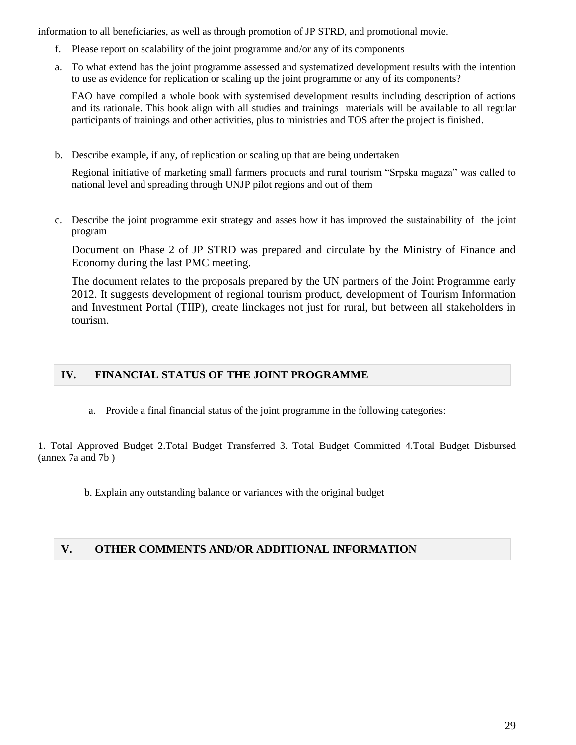information to all beneficiaries, as well as through promotion of JP STRD, and promotional movie.

f. Please report on scalability of the joint programme and/or any of its components

a. To what extend has the joint programme assessed and systematized development results with the intention to use as evidence for replication or scaling up the joint programme or any of its components?

   FAO have compiled a whole book with systemised development results including description of actions and its rationale. This book align with all studies and trainings materials will be available to all regular participants of trainings and other activities, plus to ministries and TOS after the project is finished.

b. Describe example, if any, of replication or scaling up that are being undertaken

   Regional initiative of marketing small farmers products and rural tourism "Srpska magaza" was called to national level and spreading through UNJP pilot regions and out of them

c. Describe the joint programme exit strategy and asses how it has improved the sustainability of the joint program

   Document on Phase 2 of JP STRD was prepared and circulate by the Ministry of Finance and Economy during the last PMC meeting.

   The document relates to the proposals prepared by the UN partners of the Joint Programme early 2012. It suggests development of regional tourism product, development of Tourism Information and Investment Portal (TIIP), create linckages not just for rural, but between all stakeholders in tourism.

## IV. FINANCIAL STATUS OF THE JOINT PROGRAMME

a. Provide a final financial status of the joint programme in the following categories:

1. Total Approved Budget 2.Total Budget Transferred 3. Total Budget Committed 4.Total Budget Disbursed (annex 7a and 7b )

b. Explain any outstanding balance or variances with the original budget

## V. OTHER COMMENTS AND/OR ADDITIONAL INFORMATION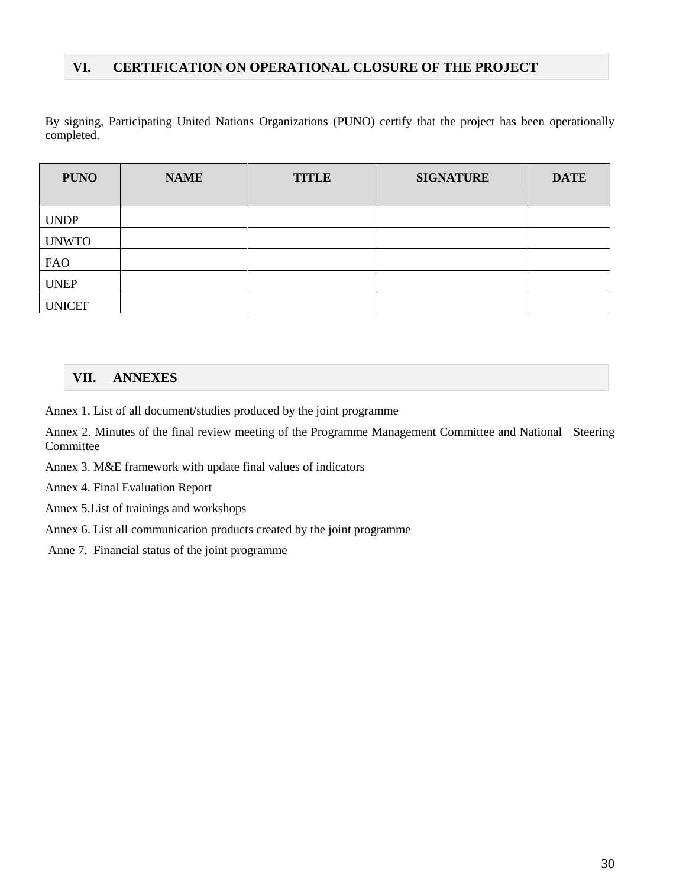## VI. CERTIFICATION ON OPERATIONAL CLOSURE OF THE PROJECT

By signing, Participating United Nations Organizations (PUNO) certify that the project has been operationally completed.

| PUNO | NAME | TITLE | SIGNATURE | DATE |
|---|---|---|---|---|
| UNDP | | | | |
| UNWTO | | | | |
| FAO | | | | |
| UNEP | | | | |
| UNICEF | | | | |

## VII. ANNEXES

Annex 1. List of all document/studies produced by the joint programme

Annex 2. Minutes of the final review meeting of the Programme Management Committee and National Steering Committee

Annex 3. M&E framework with update final values of indicators

Annex 4. Final Evaluation Report

Annex 5.List of trainings and workshops

Annex 6. List all communication products created by the joint programme

Anne 7. Financial status of the joint programme